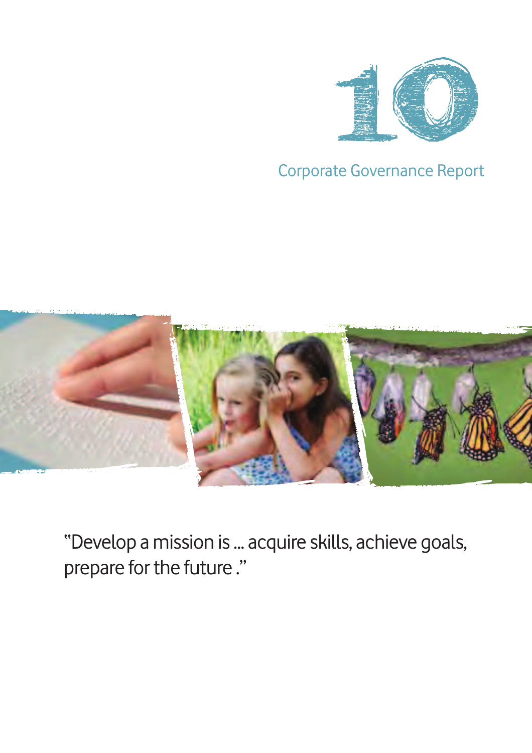# 10

## Corporate Governance Report

"Develop a mission is ... acquire skills, achieve goals, prepare for the future ."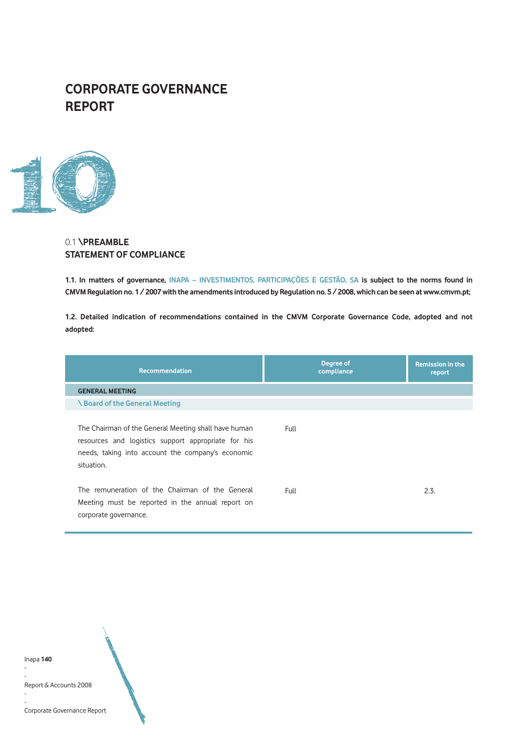# CORPORATE GOVERNANCE REPORT

## 10

### 0.1 \PREAMBLE
### STATEMENT OF COMPLIANCE

**1.1. In matters of governance, INAPA – INVESTIMENTOS, PARTICIPAÇÕES E GESTÃO, SA is subject to the norms found in CMVM Regulation no. 1 / 2007 with the amendments introduced by Regulation no. 5 / 2008, which can be seen at www.cmvm.pt;**

**1.2. Detailed indication of recommendations contained in the CMVM Corporate Governance Code, adopted and not adopted:**

| Recommendation | Degree of compliance | Remission in the report |
|---|---|---|
| **GENERAL MEETING** | | |
| **\ Board of the General Meeting** | | |
| The Chairman of the General Meeting shall have human resources and logistics support appropriate for his needs, taking into account the company's economic situation. | Full | |
| The remuneration of the Chairman of the General Meeting must be reported in the annual report on corporate governance. | Full | 2.3. |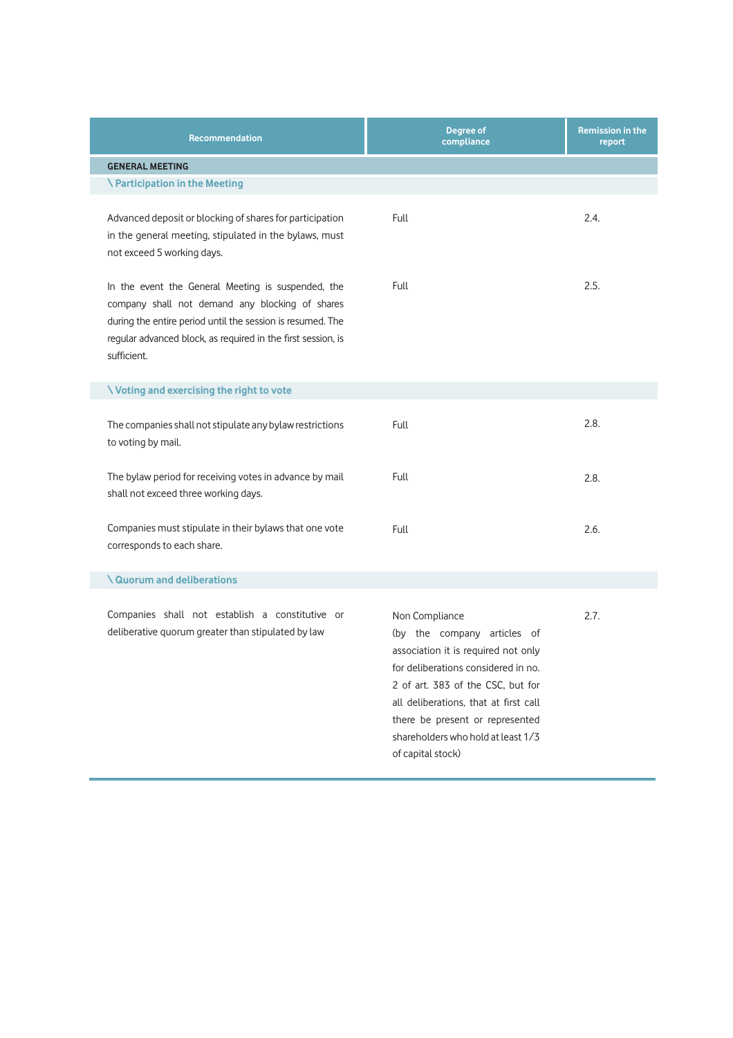| Recommendation | Degree of compliance | Remission in the report |
|---|---|---|
| **GENERAL MEETING** | | |
| **\ Participation in the Meeting** | | |
| Advanced deposit or blocking of shares for participation in the general meeting, stipulated in the bylaws, must not exceed 5 working days. | Full | 2.4. |
| In the event the General Meeting is suspended, the company shall not demand any blocking of shares during the entire period until the session is resumed. The regular advanced block, as required in the first session, is sufficient. | Full | 2.5. |
| **\ Voting and exercising the right to vote** | | |
| The companies shall not stipulate any bylaw restrictions to voting by mail. | Full | 2.8. |
| The bylaw period for receiving votes in advance by mail shall not exceed three working days. | Full | 2.8. |
| Companies must stipulate in their bylaws that one vote corresponds to each share. | Full | 2.6. |
| **\ Quorum and deliberations** | | |
| Companies shall not establish a constitutive or deliberative quorum greater than stipulated by law | Non Compliance (by the company articles of association it is required not only for deliberations considered in no. 2 of art. 383 of the CSC, but for all deliberations, that at first call there be present or represented shareholders who hold at least 1/3 of capital stock) | 2.7. |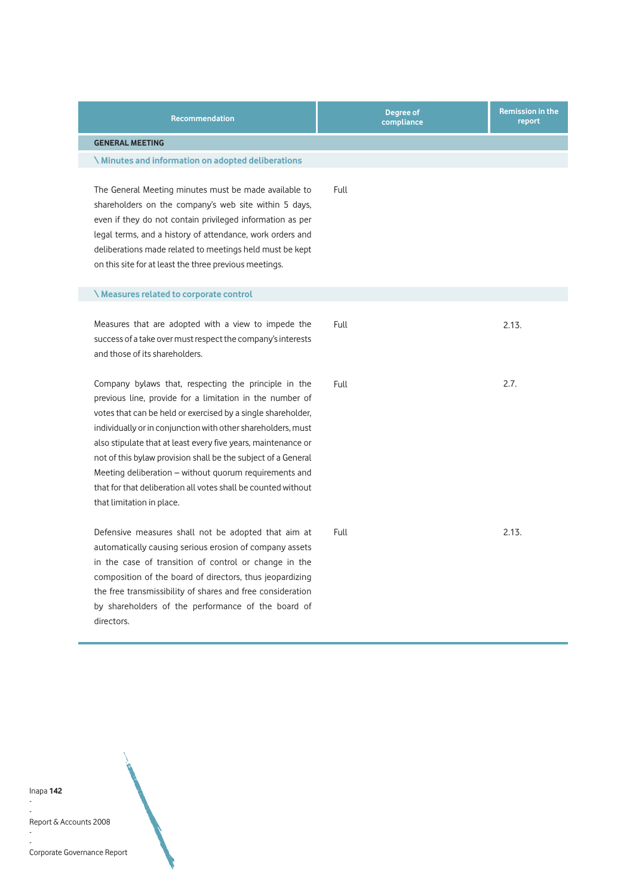| Recommendation | Degree of compliance | Remission in the report |
|---|---|---|
| **GENERAL MEETING** | | |
| **\ Minutes and information on adopted deliberations** | | |
| The General Meeting minutes must be made available to shareholders on the company's web site within 5 days, even if they do not contain privileged information as per legal terms, and a history of attendance, work orders and deliberations made related to meetings held must be kept on this site for at least the three previous meetings. | Full | |
| **\ Measures related to corporate control** | | |
| Measures that are adopted with a view to impede the success of a take over must respect the company's interests and those of its shareholders. | Full | 2.13. |
| Company bylaws that, respecting the principle in the previous line, provide for a limitation in the number of votes that can be held or exercised by a single shareholder, individually or in conjunction with other shareholders, must also stipulate that at least every five years, maintenance or not of this bylaw provision shall be the subject of a General Meeting deliberation – without quorum requirements and that for that deliberation all votes shall be counted without that limitation in place. | Full | 2.7. |
| Defensive measures shall not be adopted that aim at automatically causing serious erosion of company assets in the case of transition of control or change in the composition of the board of directors, thus jeopardizing the free transmissibility of shares and free consideration by shareholders of the performance of the board of directors. | Full | 2.13. |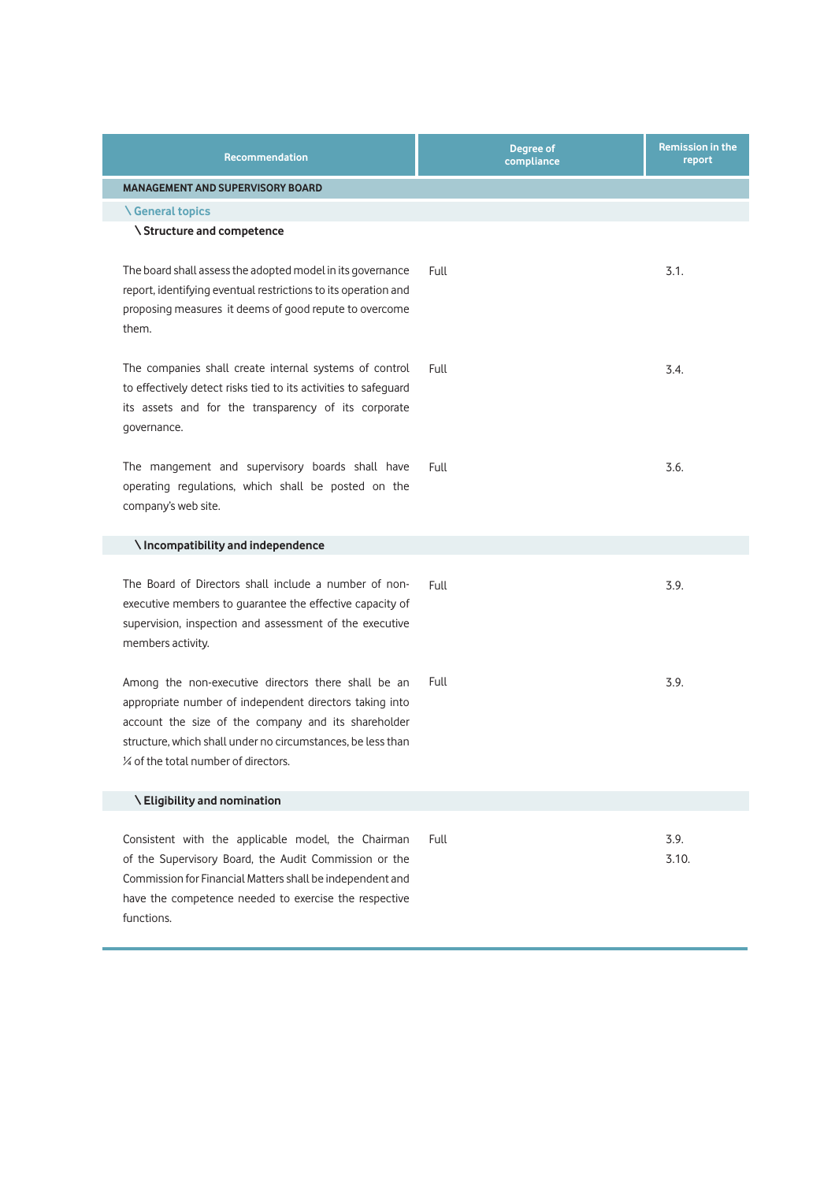| Recommendation | Degree of compliance | Remission in the report |
| --- | --- | --- |
| **MANAGEMENT AND SUPERVISORY BOARD** | | |
| **\ General topics** | | |
| **\ Structure and competence** | | |
| The board shall assess the adopted model in its governance report, identifying eventual restrictions to its operation and proposing measures it deems of good repute to overcome them. | Full | 3.1. |
| The companies shall create internal systems of control to effectively detect risks tied to its activities to safeguard its assets and for the transparency of its corporate governance. | Full | 3.4. |
| The mangement and supervisory boards shall have operating regulations, which shall be posted on the company's web site. | Full | 3.6. |
| **\ Incompatibility and independence** | | |
| The Board of Directors shall include a number of non-executive members to guarantee the effective capacity of supervision, inspection and assessment of the executive members activity. | Full | 3.9. |
| Among the non-executive directors there shall be an appropriate number of independent directors taking into account the size of the company and its shareholder structure, which shall under no circumstances, be less than ¼ of the total number of directors. | Full | 3.9. |
| **\ Eligibility and nomination** | | |
| Consistent with the applicable model, the Chairman of the Supervisory Board, the Audit Commission or the Commission for Financial Matters shall be independent and have the competence needed to exercise the respective functions. | Full | 3.9.<br>3.10. |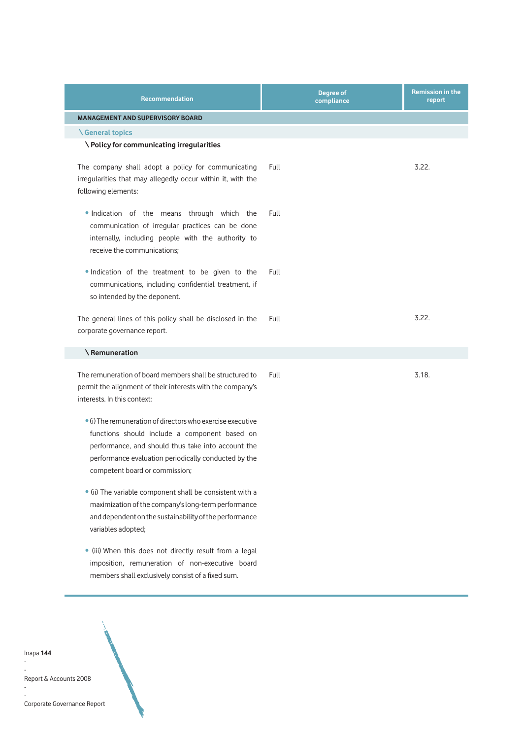| Recommendation | Degree of compliance | Remission in the report |
| --- | --- | --- |
| **MANAGEMENT AND SUPERVISORY BOARD** | | |
| **\ General topics** | | |
| **\ Policy for communicating irregularities** | | |
| The company shall adopt a policy for communicating irregularities that may allegedly occur within it, with the following elements: | Full | 3.22. |
| • Indication of the means through which the communication of irregular practices can be done internally, including people with the authority to receive the communications; | Full | |
| • Indication of the treatment to be given to the communications, including confidential treatment, if so intended by the deponent. | Full | |
| The general lines of this policy shall be disclosed in the corporate governance report. | Full | 3.22. |
| **\ Remuneration** | | |
| The remuneration of board members shall be structured to permit the alignment of their interests with the company's interests. In this context: | Full | 3.18. |
| • (i) The remuneration of directors who exercise executive functions should include a component based on performance, and should thus take into account the performance evaluation periodically conducted by the competent board or commission; | | |
| • (ii) The variable component shall be consistent with a maximization of the company's long-term performance and dependent on the sustainability of the performance variables adopted; | | |
| • (iii) When this does not directly result from a legal imposition, remuneration of non-executive board members shall exclusively consist of a fixed sum. | | |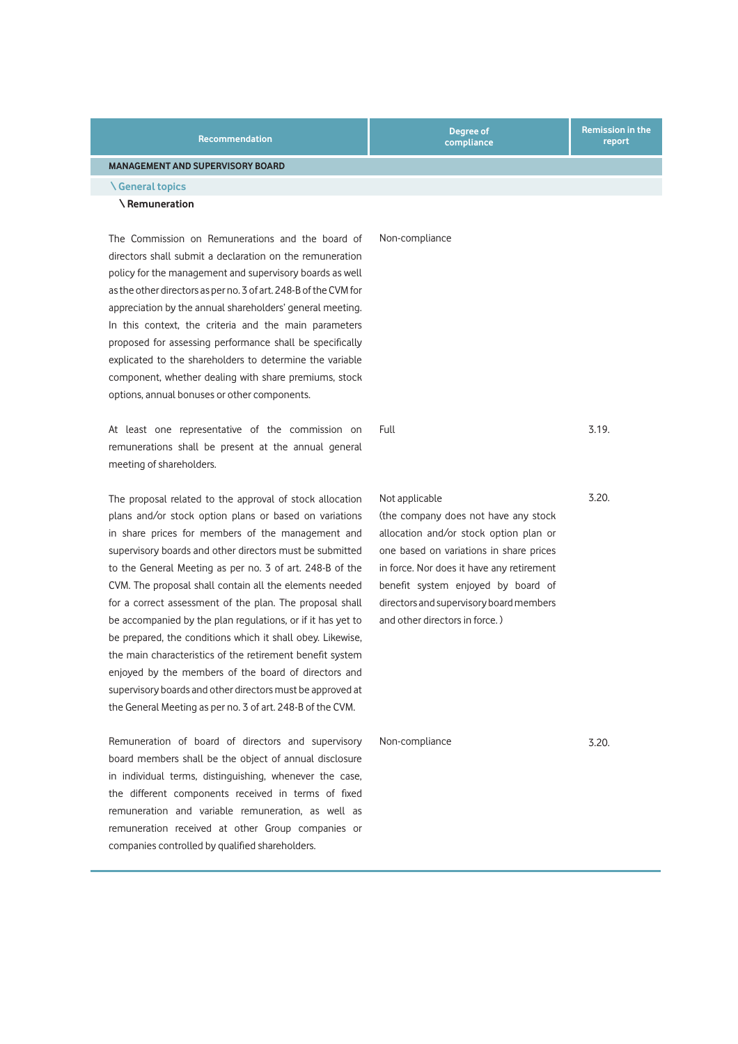| Recommendation | Degree of compliance | Remission in the report |
|---|---|---|
| **MANAGEMENT AND SUPERVISORY BOARD** | | |
| **\ General topics** | | |
| **\ Remuneration** | | |
| The Commission on Remunerations and the board of directors shall submit a declaration on the remuneration policy for the management and supervisory boards as well as the other directors as per no. 3 of art. 248-B of the CVM for appreciation by the annual shareholders' general meeting. In this context, the criteria and the main parameters proposed for assessing performance shall be specifically explicated to the shareholders to determine the variable component, whether dealing with share premiums, stock options, annual bonuses or other components. | Non-compliance | |
| At least one representative of the commission on remunerations shall be present at the annual general meeting of shareholders. | Full | 3.19. |
| The proposal related to the approval of stock allocation plans and/or stock option plans or based on variations in share prices for members of the management and supervisory boards and other directors must be submitted to the General Meeting as per no. 3 of art. 248-B of the CVM. The proposal shall contain all the elements needed for a correct assessment of the plan. The proposal shall be accompanied by the plan regulations, or if it has yet to be prepared, the conditions which it shall obey. Likewise, the main characteristics of the retirement benefit system enjoyed by the members of the board of directors and supervisory boards and other directors must be approved at the General Meeting as per no. 3 of art. 248-B of the CVM. | Not applicable (the company does not have any stock allocation and/or stock option plan or one based on variations in share prices in force. Nor does it have any retirement benefit system enjoyed by board of directors and supervisory board members and other directors in force. ) | 3.20. |
| Remuneration of board of directors and supervisory board members shall be the object of annual disclosure in individual terms, distinguishing, whenever the case, the different components received in terms of fixed remuneration and variable remuneration, as well as remuneration received at other Group companies or companies controlled by qualified shareholders. | Non-compliance | 3.20. |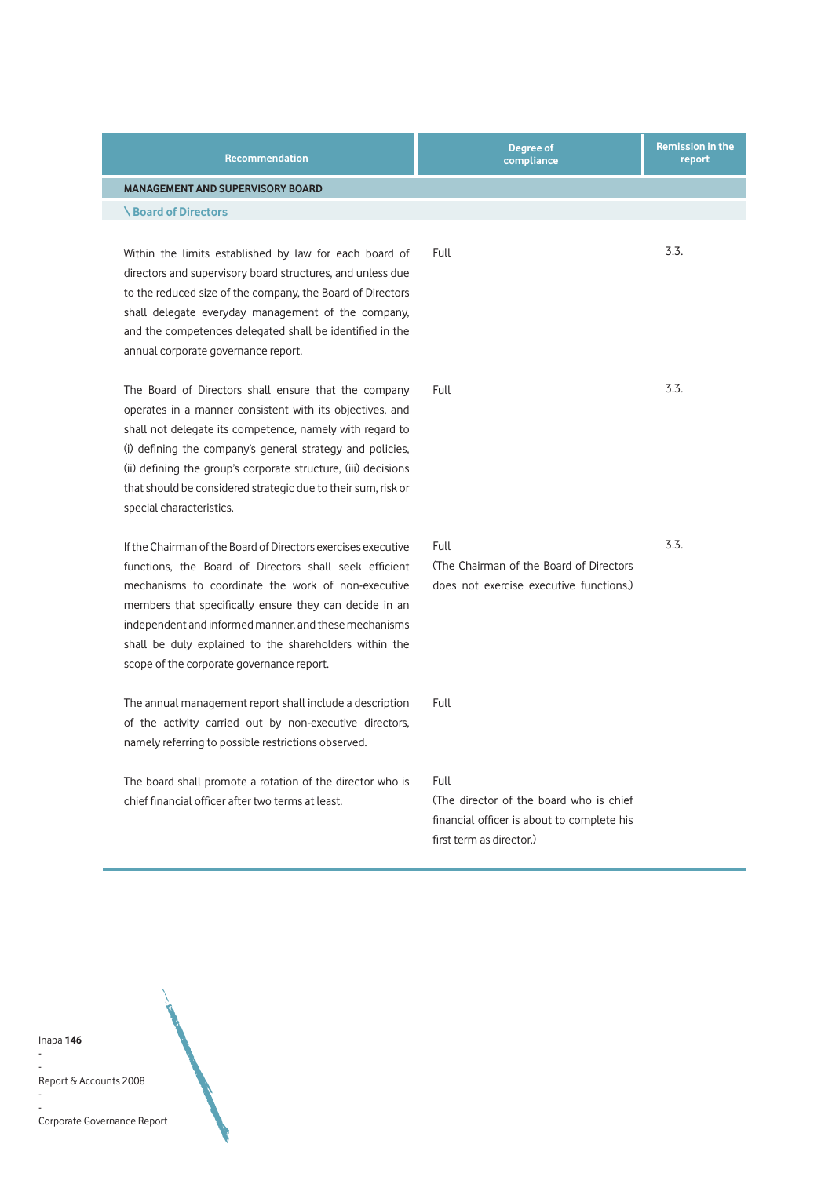| Recommendation | Degree of compliance | Remission in the report |
|---|---|---|
| **MANAGEMENT AND SUPERVISORY BOARD** | | |
| **\ Board of Directors** | | |
| Within the limits established by law for each board of directors and supervisory board structures, and unless due to the reduced size of the company, the Board of Directors shall delegate everyday management of the company, and the competences delegated shall be identified in the annual corporate governance report. | Full | 3.3. |
| The Board of Directors shall ensure that the company operates in a manner consistent with its objectives, and shall not delegate its competence, namely with regard to (i) defining the company's general strategy and policies, (ii) defining the group's corporate structure, (iii) decisions that should be considered strategic due to their sum, risk or special characteristics. | Full | 3.3. |
| If the Chairman of the Board of Directors exercises executive functions, the Board of Directors shall seek efficient mechanisms to coordinate the work of non-executive members that specifically ensure they can decide in an independent and informed manner, and these mechanisms shall be duly explained to the shareholders within the scope of the corporate governance report. | Full (The Chairman of the Board of Directors does not exercise executive functions.) | 3.3. |
| The annual management report shall include a description of the activity carried out by non-executive directors, namely referring to possible restrictions observed. | Full | |
| The board shall promote a rotation of the director who is chief financial officer after two terms at least. | Full (The director of the board who is chief financial officer is about to complete his first term as director.) | |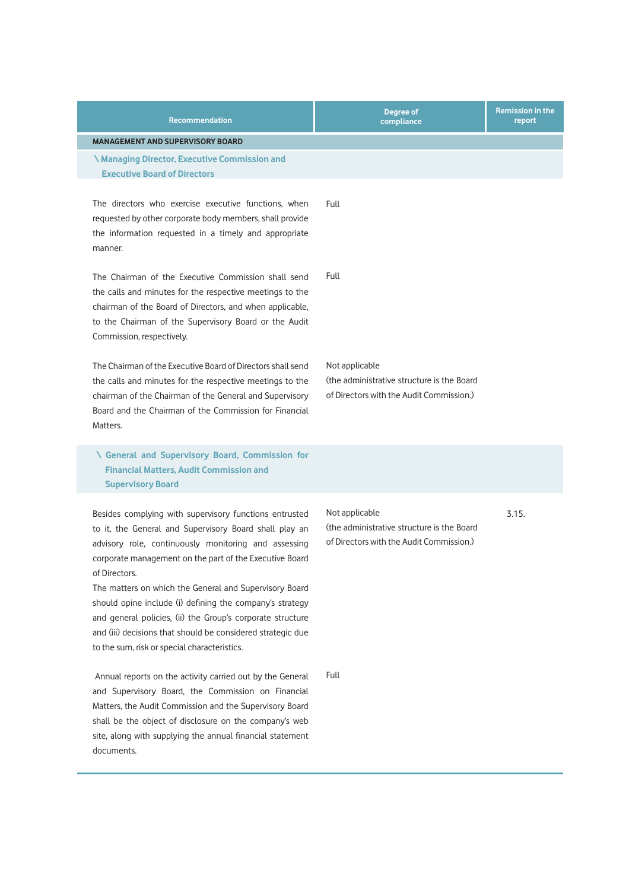| Recommendation | Degree of compliance | Remission in the report |
|---|---|---|
| **MANAGEMENT AND SUPERVISORY BOARD** | | |
| **\ Managing Director, Executive Commission and Executive Board of Directors** | | |
| The directors who exercise executive functions, when requested by other corporate body members, shall provide the information requested in a timely and appropriate manner. | Full | |
| The Chairman of the Executive Commission shall send the calls and minutes for the respective meetings to the chairman of the Board of Directors, and when applicable, to the Chairman of the Supervisory Board or the Audit Commission, respectively. | Full | |
| The Chairman of the Executive Board of Directors shall send the calls and minutes for the respective meetings to the chairman of the Chairman of the General and Supervisory Board and the Chairman of the Commission for Financial Matters. | Not applicable (the administrative structure is the Board of Directors with the Audit Commission.) | |
| **\ General and Supervisory Board, Commission for Financial Matters, Audit Commission and Supervisory Board** | | |
| Besides complying with supervisory functions entrusted to it, the General and Supervisory Board shall play an advisory role, continuously monitoring and assessing corporate management on the part of the Executive Board of Directors. The matters on which the General and Supervisory Board should opine include (i) defining the company's strategy and general policies, (ii) the Group's corporate structure and (iii) decisions that should be considered strategic due to the sum, risk or special characteristics. | Not applicable (the administrative structure is the Board of Directors with the Audit Commission.) | 3.15. |
| Annual reports on the activity carried out by the General and Supervisory Board, the Commission on Financial Matters, the Audit Commission and the Supervisory Board shall be the object of disclosure on the company's web site, along with supplying the annual financial statement documents. | Full | |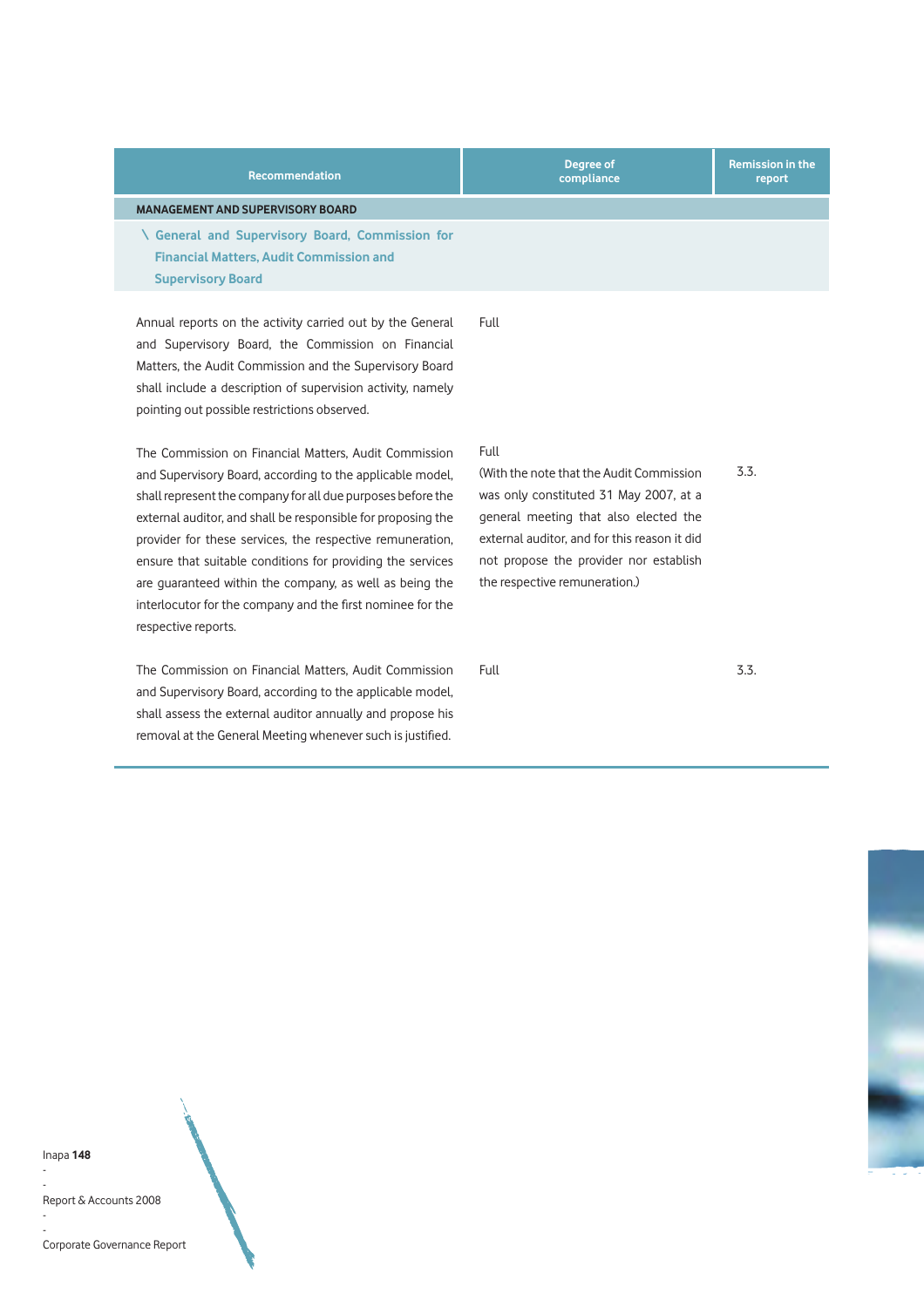| Recommendation | Degree of compliance | Remission in the report |
|---|---|---|
| **MANAGEMENT AND SUPERVISORY BOARD** | | |
| **\ General and Supervisory Board, Commission for Financial Matters, Audit Commission and Supervisory Board** | | |
| Annual reports on the activity carried out by the General and Supervisory Board, the Commission on Financial Matters, the Audit Commission and the Supervisory Board shall include a description of supervision activity, namely pointing out possible restrictions observed. | Full | |
| The Commission on Financial Matters, Audit Commission and Supervisory Board, according to the applicable model, shall represent the company for all due purposes before the external auditor, and shall be responsible for proposing the provider for these services, the respective remuneration, ensure that suitable conditions for providing the services are guaranteed within the company, as well as being the interlocutor for the company and the first nominee for the respective reports. | Full (With the note that the Audit Commission was only constituted 31 May 2007, at a general meeting that also elected the external auditor, and for this reason it did not propose the provider nor establish the respective remuneration.) | 3.3. |
| The Commission on Financial Matters, Audit Commission and Supervisory Board, according to the applicable model, shall assess the external auditor annually and propose his removal at the General Meeting whenever such is justified. | Full | 3.3. |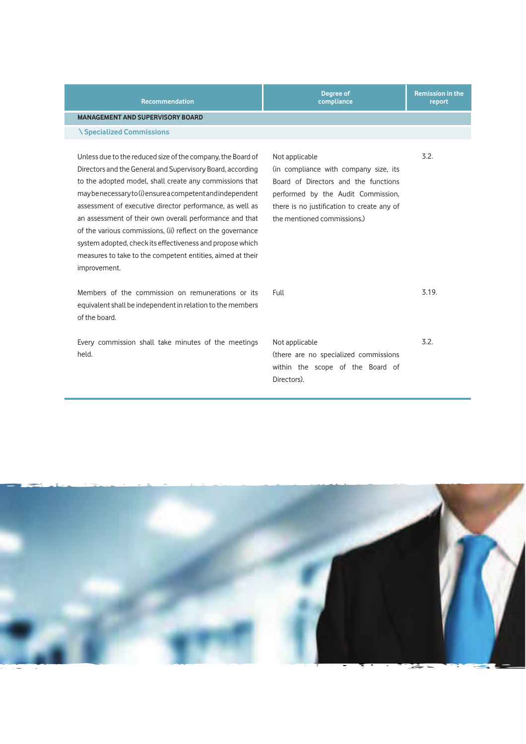| Recommendation | Degree of compliance | Remission in the report |
|---|---|---|
| **MANAGEMENT AND SUPERVISORY BOARD** | | |
| **\ Specialized Commissions** | | |
| Unless due to the reduced size of the company, the Board of Directors and the General and Supervisory Board, according to the adopted model, shall create any commissions that may be necessary to (i) ensure a competent and independent assessment of executive director performance, as well as an assessment of their own overall performance and that of the various commissions, (ii) reflect on the governance system adopted, check its effectiveness and propose which measures to take to the competent entities, aimed at their improvement. | Not applicable (in compliance with company size, its Board of Directors and the functions performed by the Audit Commission, there is no justification to create any of the mentioned commissions.) | 3.2. |
| Members of the commission on remunerations or its equivalent shall be independent in relation to the members of the board. | Full | 3.19. |
| Every commission shall take minutes of the meetings held. | Not applicable (there are no specialized commissions within the scope of the Board of Directors). | 3.2. |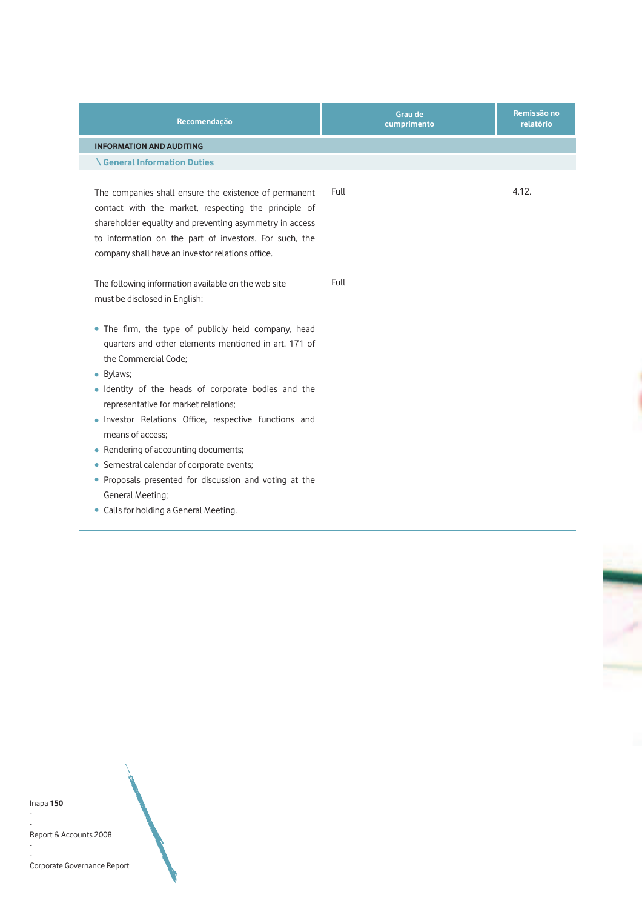| Recomendação | Grau de cumprimento | Remissão no relatório |
|---|---|---|
| **INFORMATION AND AUDITING** | | |
| **\ General Information Duties** | | |
| The companies shall ensure the existence of permanent contact with the market, respecting the principle of shareholder equality and preventing asymmetry in access to information on the part of investors. For such, the company shall have an investor relations office. | Full | 4.12. |
| The following information available on the web site must be disclosed in English:<br>• The firm, the type of publicly held company, head quarters and other elements mentioned in art. 171 of the Commercial Code;<br>• Bylaws;<br>• Identity of the heads of corporate bodies and the representative for market relations;<br>• Investor Relations Office, respective functions and means of access;<br>• Rendering of accounting documents;<br>• Semestral calendar of corporate events;<br>• Proposals presented for discussion and voting at the General Meeting;<br>• Calls for holding a General Meeting. | Full | |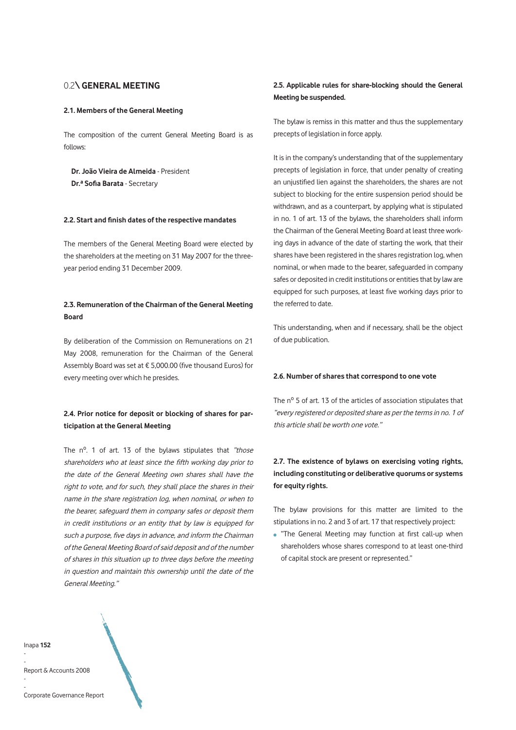## 0.2\ GENERAL MEETING

### 2.1. Members of the General Meeting

The composition of the current General Meeting Board is as follows:

**Dr. João Vieira de Almeida** - President
**Dr.ª Sofia Barata** - Secretary

### 2.2. Start and finish dates of the respective mandates

The members of the General Meeting Board were elected by the shareholders at the meeting on 31 May 2007 for the three-year period ending 31 December 2009.

### 2.3. Remuneration of the Chairman of the General Meeting Board

By deliberation of the Commission on Remunerations on 21 May 2008, remuneration for the Chairman of the General Assembly Board was set at € 5,000.00 (five thousand Euros) for every meeting over which he presides.

### 2.4. Prior notice for deposit or blocking of shares for participation at the General Meeting

The nº. 1 of art. 13 of the bylaws stipulates that *"those shareholders who at least since the fifth working day prior to the date of the General Meeting own shares shall have the right to vote, and for such, they shall place the shares in their name in the share registration log, when nominal, or when to the bearer, safeguard them in company safes or deposit them in credit institutions or an entity that by law is equipped for such a purpose, five days in advance, and inform the Chairman of the General Meeting Board of said deposit and of the number of shares in this situation up to three days before the meeting in question and maintain this ownership until the date of the General Meeting."*

### 2.5. Applicable rules for share-blocking should the General Meeting be suspended.

The bylaw is remiss in this matter and thus the supplementary precepts of legislation in force apply.

It is in the company's understanding that of the supplementary precepts of legislation in force, that under penalty of creating an unjustified lien against the shareholders, the shares are not subject to blocking for the entire suspension period should be withdrawn, and as a counterpart, by applying what is stipulated in no. 1 of art. 13 of the bylaws, the shareholders shall inform the Chairman of the General Meeting Board at least three working days in advance of the date of starting the work, that their shares have been registered in the shares registration log, when nominal, or when made to the bearer, safeguarded in company safes or deposited in credit institutions or entities that by law are equipped for such purposes, at least five working days prior to the referred to date.

This understanding, when and if necessary, shall be the object of due publication.

### 2.6. Number of shares that correspond to one vote

The nº 5 of art. 13 of the articles of association stipulates that *"every registered or deposited share as per the terms in no. 1 of this article shall be worth one vote."*

### 2.7. The existence of bylaws on exercising voting rights, including constituting or deliberative quorums or systems for equity rights.

The bylaw provisions for this matter are limited to the stipulations in no. 2 and 3 of art. 17 that respectively project:

- "The General Meeting may function at first call-up when shareholders whose shares correspond to at least one-third of capital stock are present or represented."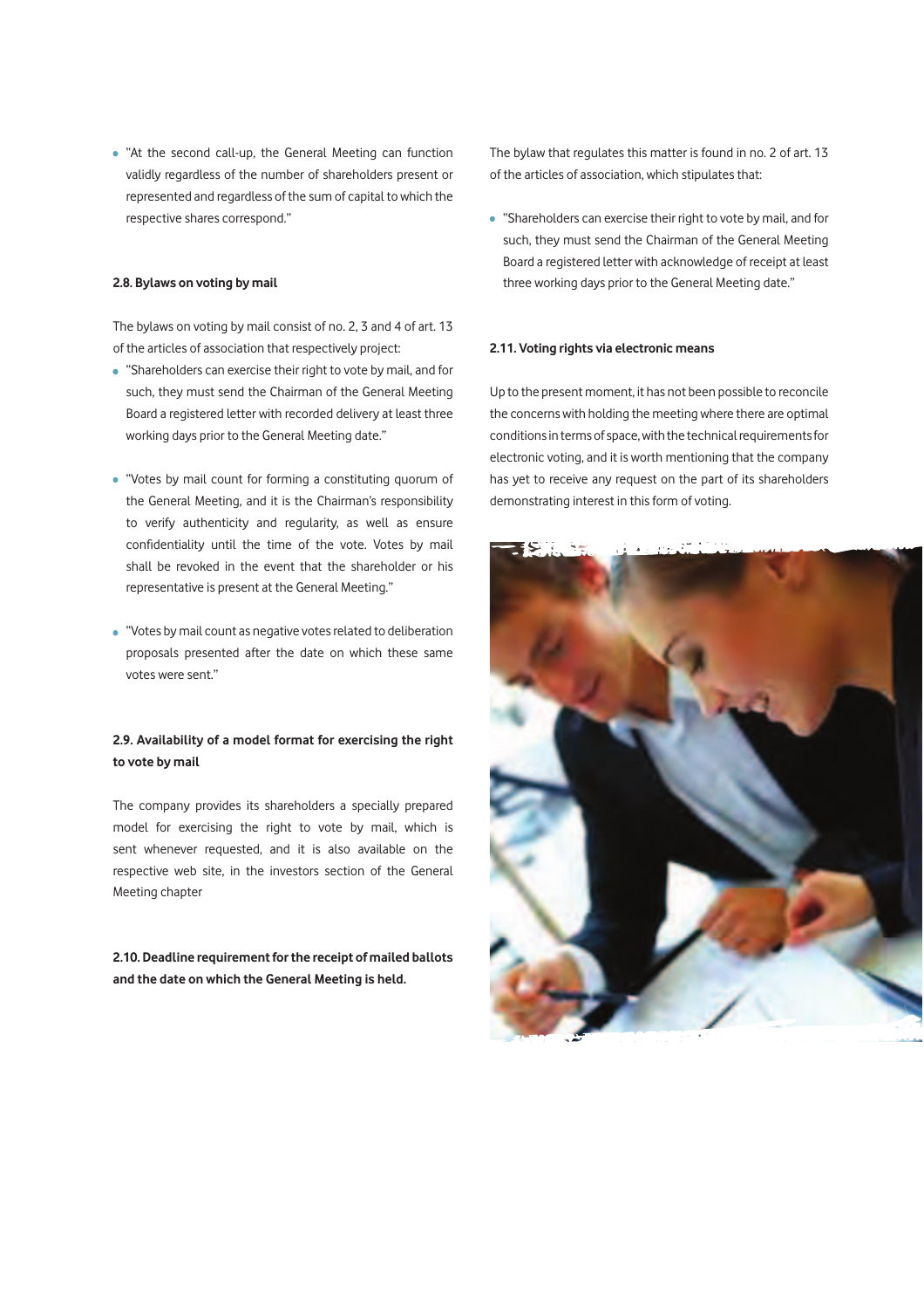- "At the second call-up, the General Meeting can function validly regardless of the number of shareholders present or represented and regardless of the sum of capital to which the respective shares correspond."

**2.8. Bylaws on voting by mail**

The bylaws on voting by mail consist of no. 2, 3 and 4 of art. 13 of the articles of association that respectively project:

- "Shareholders can exercise their right to vote by mail, and for such, they must send the Chairman of the General Meeting Board a registered letter with recorded delivery at least three working days prior to the General Meeting date."

- "Votes by mail count for forming a constituting quorum of the General Meeting, and it is the Chairman's responsibility to verify authenticity and regularity, as well as ensure confidentiality until the time of the vote. Votes by mail shall be revoked in the event that the shareholder or his representative is present at the General Meeting."

- "Votes by mail count as negative votes related to deliberation proposals presented after the date on which these same votes were sent."

**2.9. Availability of a model format for exercising the right to vote by mail**

The company provides its shareholders a specially prepared model for exercising the right to vote by mail, which is sent whenever requested, and it is also available on the respective web site, in the investors section of the General Meeting chapter

**2.10. Deadline requirement for the receipt of mailed ballots and the date on which the General Meeting is held.**

The bylaw that regulates this matter is found in no. 2 of art. 13 of the articles of association, which stipulates that:

- "Shareholders can exercise their right to vote by mail, and for such, they must send the Chairman of the General Meeting Board a registered letter with acknowledge of receipt at least three working days prior to the General Meeting date."

**2.11. Voting rights via electronic means**

Up to the present moment, it has not been possible to reconcile the concerns with holding the meeting where there are optimal conditions in terms of space, with the technical requirements for electronic voting, and it is worth mentioning that the company has yet to receive any request on the part of its shareholders demonstrating interest in this form of voting.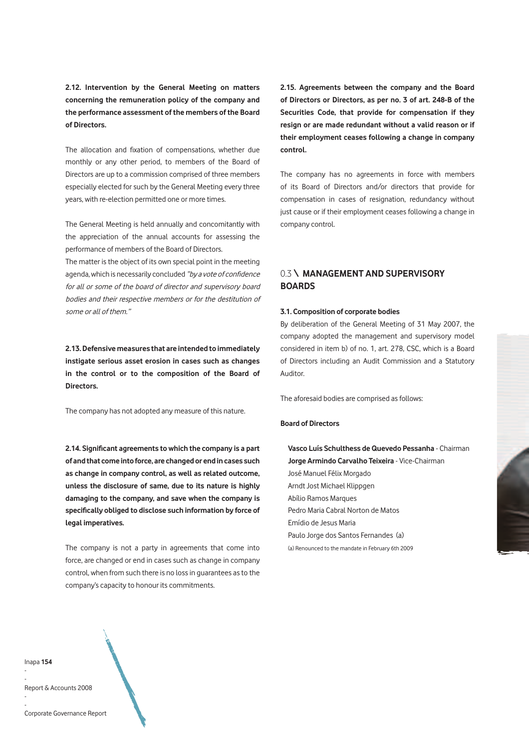**2.12. Intervention by the General Meeting on matters concerning the remuneration policy of the company and the performance assessment of the members of the Board of Directors.**

The allocation and fixation of compensations, whether due monthly or any other period, to members of the Board of Directors are up to a commission comprised of three members especially elected for such by the General Meeting every three years, with re-election permitted one or more times.

The General Meeting is held annually and concomitantly with the appreciation of the annual accounts for assessing the performance of members of the Board of Directors.
The matter is the object of its own special point in the meeting agenda, which is necessarily concluded *"by a vote of confidence for all or some of the board of director and supervisory board bodies and their respective members or for the destitution of some or all of them."*

**2.13. Defensive measures that are intended to immediately instigate serious asset erosion in cases such as changes in the control or to the composition of the Board of Directors.**

The company has not adopted any measure of this nature.

**2.14. Significant agreements to which the company is a part of and that come into force, are changed or end in cases such as change in company control, as well as related outcome, unless the disclosure of same, due to its nature is highly damaging to the company, and save when the company is specifically obliged to disclose such information by force of legal imperatives.**

The company is not a party in agreements that come into force, are changed or end in cases such as change in company control, when from such there is no loss in guarantees as to the company's capacity to honour its commitments.

**2.15. Agreements between the company and the Board of Directors or Directors, as per no. 3 of art. 248-B of the Securities Code, that provide for compensation if they resign or are made redundant without a valid reason or if their employment ceases following a change in company control.**

The company has no agreements in force with members of its Board of Directors and/or directors that provide for compensation in cases of resignation, redundancy without just cause or if their employment ceases following a change in company control.

## 0.3 \ MANAGEMENT AND SUPERVISORY BOARDS

**3.1. Composition of corporate bodies**

By deliberation of the General Meeting of 31 May 2007, the company adopted the management and supervisory model considered in item b) of no. 1, art. 278, CSC, which is a Board of Directors including an Audit Commission and a Statutory Auditor.

The aforesaid bodies are comprised as follows:

**Board of Directors**

**Vasco Luís Schulthess de Quevedo Pessanha** - Chairman
**Jorge Armindo Carvalho Teixeira** - Vice-Chairman
José Manuel Félix Morgado
Arndt Jost Michael Klippgen
Abílio Ramos Marques
Pedro Maria Cabral Norton de Matos
Emídio de Jesus Maria
Paulo Jorge dos Santos Fernandes (a)

(a) Renounced to the mandate in February 6th 2009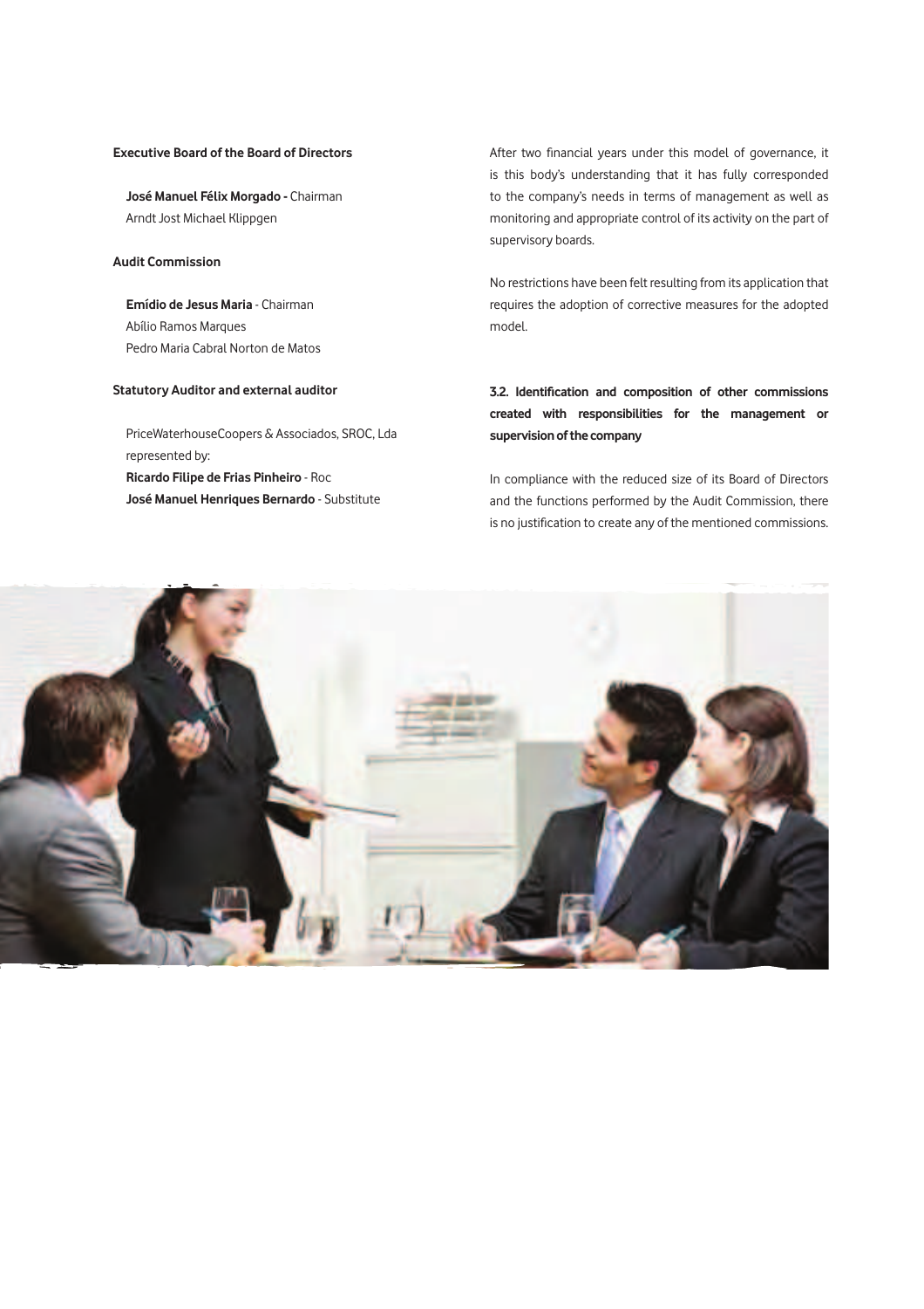**Executive Board of the Board of Directors**

**José Manuel Félix Morgado -** Chairman
Arndt Jost Michael Klippgen

**Audit Commission**

**Emídio de Jesus Maria** - Chairman
Abílio Ramos Marques
Pedro Maria Cabral Norton de Matos

**Statutory Auditor and external auditor**

PriceWaterhouseCoopers & Associados, SROC, Lda
represented by:
**Ricardo Filipe de Frias Pinheiro** - Roc
**José Manuel Henriques Bernardo** - Substitute

After two financial years under this model of governance, it is this body's understanding that it has fully corresponded to the company's needs in terms of management as well as monitoring and appropriate control of its activity on the part of supervisory boards.

No restrictions have been felt resulting from its application that requires the adoption of corrective measures for the adopted model.

**3.2. Identification and composition of other commissions created with responsibilities for the management or supervision of the company**

In compliance with the reduced size of its Board of Directors and the functions performed by the Audit Commission, there is no justification to create any of the mentioned commissions.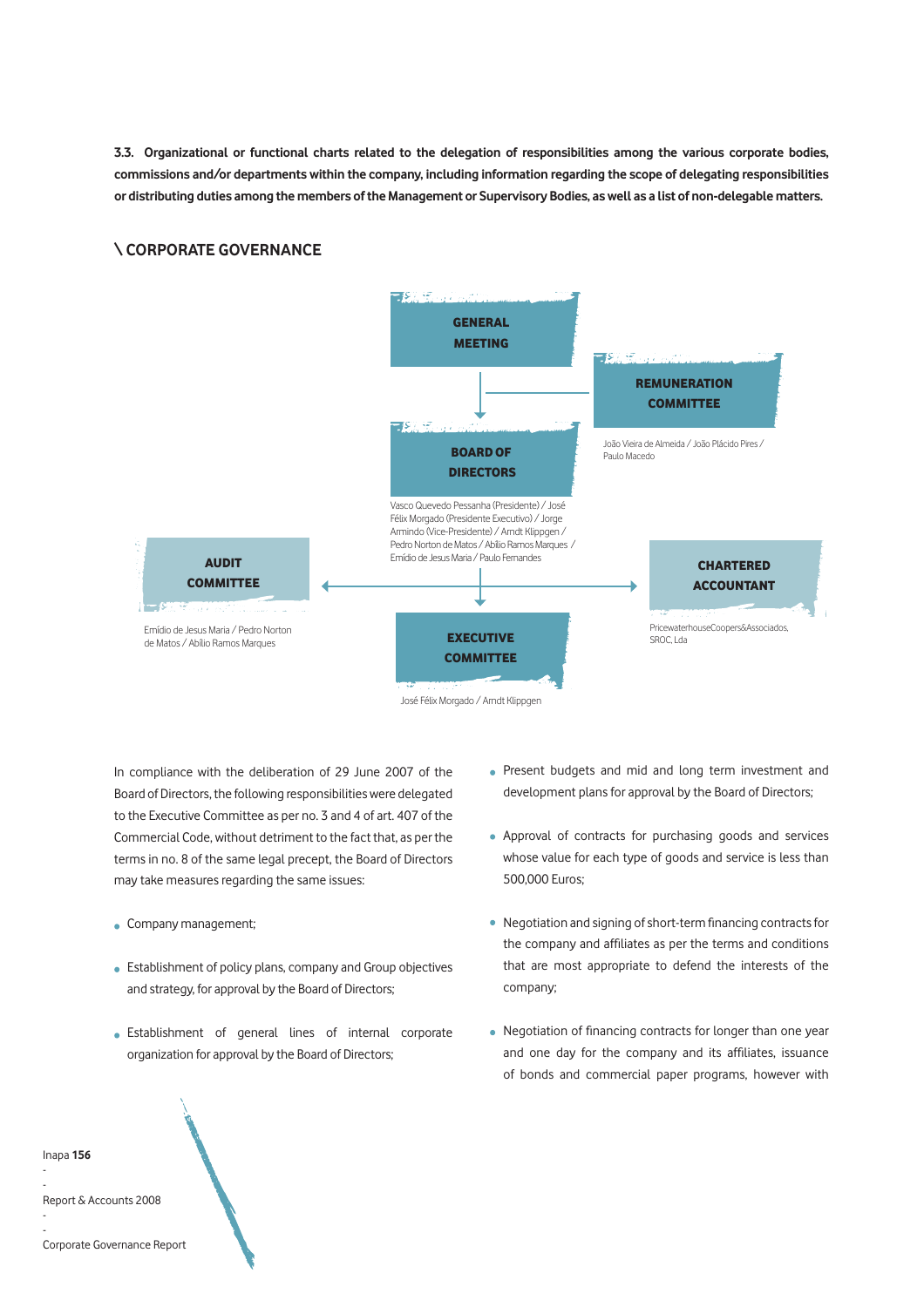**3.3. Organizational or functional charts related to the delegation of responsibilities among the various corporate bodies, commissions and/or departments within the company, including information regarding the scope of delegating responsibilities or distributing duties among the members of the Management or Supervisory Bodies, as well as a list of non-delegable matters.**

## \ CORPORATE GOVERNANCE

**GENERAL MEETING**

**REMUNERATION COMMITTEE**

João Vieira de Almeida / João Plácido Pires / Paulo Macedo

**BOARD OF DIRECTORS**

Vasco Quevedo Pessanha (Presidente) / José Félix Morgado (Presidente Executivo) / Jorge Armindo (Vice-Presidente) / Arndt Klippgen / Pedro Norton de Matos / Abílio Ramos Marques / Emídio de Jesus Maria / Paulo Fernandes

**AUDIT COMMITTEE**

Emídio de Jesus Maria / Pedro Norton de Matos / Abílio Ramos Marques

**CHARTERED ACCOUNTANT**

PricewaterhouseCoopers&Associados, SROC, Lda

**EXECUTIVE COMMITTEE**

José Félix Morgado / Arndt Klippgen

In compliance with the deliberation of 29 June 2007 of the Board of Directors, the following responsibilities were delegated to the Executive Committee as per no. 3 and 4 of art. 407 of the Commercial Code, without detriment to the fact that, as per the terms in no. 8 of the same legal precept, the Board of Directors may take measures regarding the same issues:

- Company management;
- Establishment of policy plans, company and Group objectives and strategy, for approval by the Board of Directors;
- Establishment of general lines of internal corporate organization for approval by the Board of Directors;
- Present budgets and mid and long term investment and development plans for approval by the Board of Directors;
- Approval of contracts for purchasing goods and services whose value for each type of goods and service is less than 500,000 Euros;
- Negotiation and signing of short-term financing contracts for the company and affiliates as per the terms and conditions that are most appropriate to defend the interests of the company;
- Negotiation of financing contracts for longer than one year and one day for the company and its affiliates, issuance of bonds and commercial paper programs, however with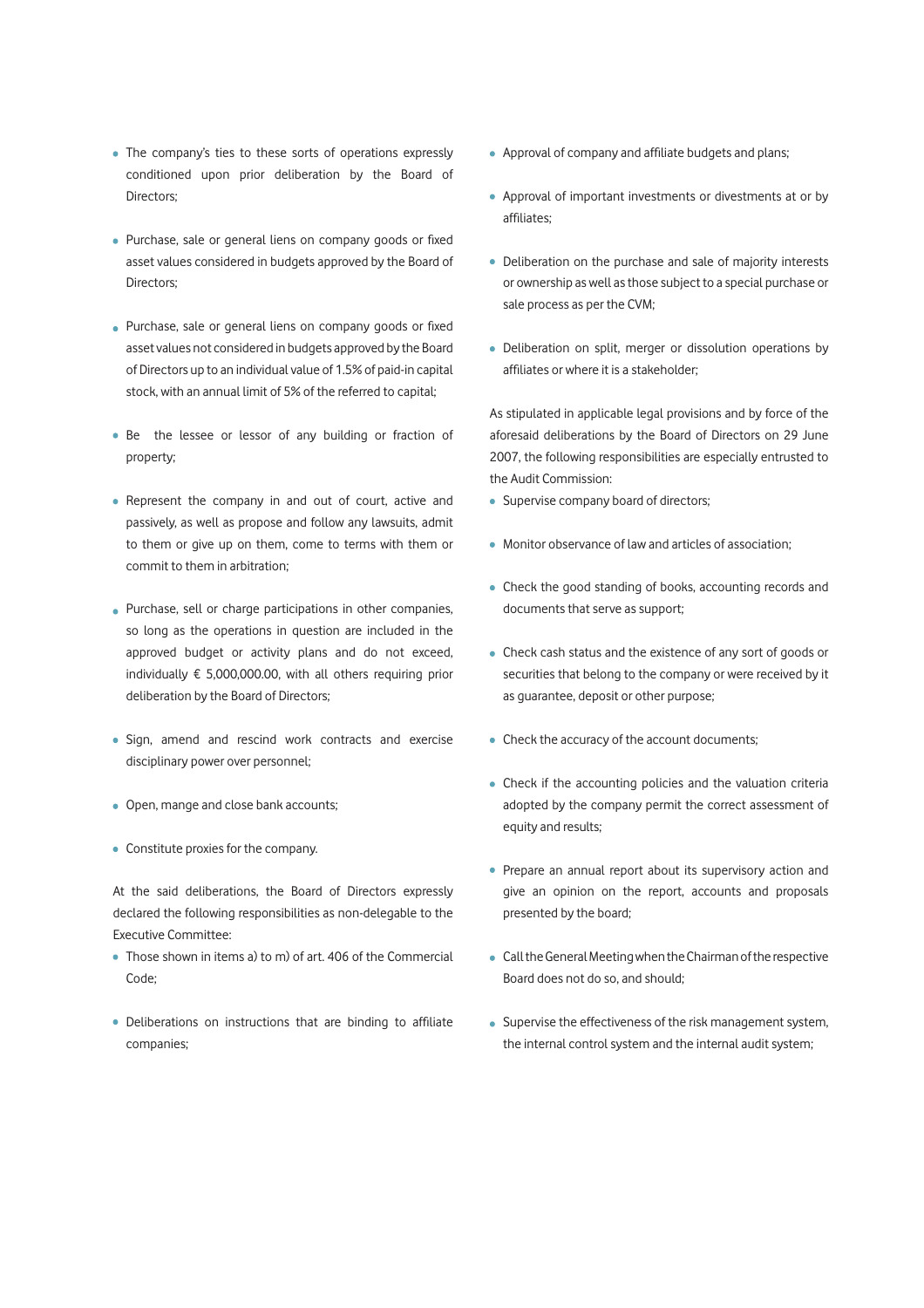- The company's ties to these sorts of operations expressly conditioned upon prior deliberation by the Board of Directors;
- Purchase, sale or general liens on company goods or fixed asset values considered in budgets approved by the Board of Directors;
- Purchase, sale or general liens on company goods or fixed asset values not considered in budgets approved by the Board of Directors up to an individual value of 1.5% of paid-in capital stock, with an annual limit of 5% of the referred to capital;
- Be the lessee or lessor of any building or fraction of property;
- Represent the company in and out of court, active and passively, as well as propose and follow any lawsuits, admit to them or give up on them, come to terms with them or commit to them in arbitration;
- Purchase, sell or charge participations in other companies, so long as the operations in question are included in the approved budget or activity plans and do not exceed, individually € 5,000,000.00, with all others requiring prior deliberation by the Board of Directors;
- Sign, amend and rescind work contracts and exercise disciplinary power over personnel;
- Open, mange and close bank accounts;
- Constitute proxies for the company.

At the said deliberations, the Board of Directors expressly declared the following responsibilities as non-delegable to the Executive Committee:

- Those shown in items a) to m) of art. 406 of the Commercial Code;
- Deliberations on instructions that are binding to affiliate companies;
- Approval of company and affiliate budgets and plans;
- Approval of important investments or divestments at or by affiliates;
- Deliberation on the purchase and sale of majority interests or ownership as well as those subject to a special purchase or sale process as per the CVM;
- Deliberation on split, merger or dissolution operations by affiliates or where it is a stakeholder;

As stipulated in applicable legal provisions and by force of the aforesaid deliberations by the Board of Directors on 29 June 2007, the following responsibilities are especially entrusted to the Audit Commission:

- Supervise company board of directors;
- Monitor observance of law and articles of association;
- Check the good standing of books, accounting records and documents that serve as support;
- Check cash status and the existence of any sort of goods or securities that belong to the company or were received by it as guarantee, deposit or other purpose;
- Check the accuracy of the account documents;
- Check if the accounting policies and the valuation criteria adopted by the company permit the correct assessment of equity and results;
- Prepare an annual report about its supervisory action and give an opinion on the report, accounts and proposals presented by the board;
- Call the General Meeting when the Chairman of the respective Board does not do so, and should;
- Supervise the effectiveness of the risk management system, the internal control system and the internal audit system;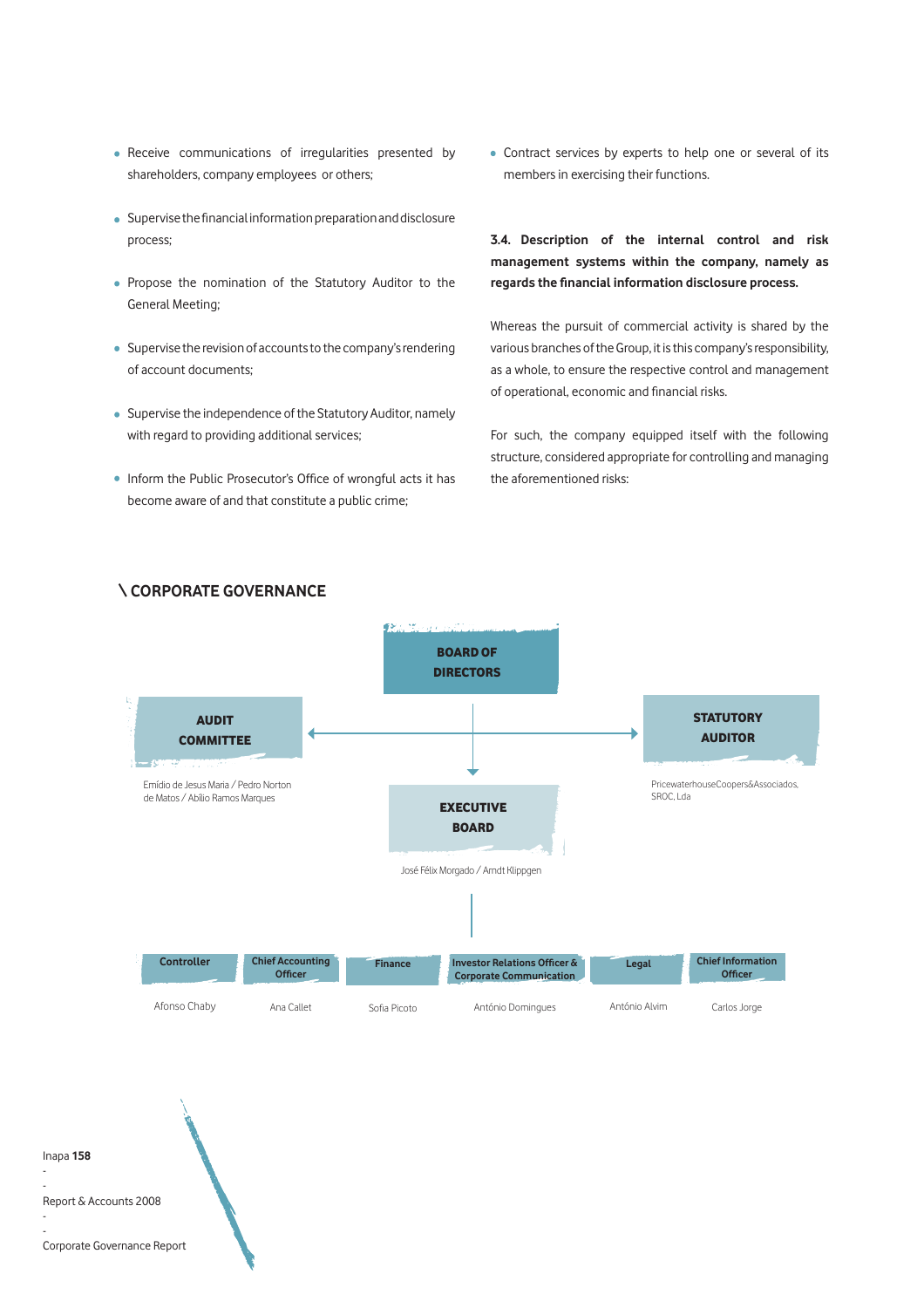- Receive communications of irregularities presented by shareholders, company employees or others;
- Supervise the financial information preparation and disclosure process;
- Propose the nomination of the Statutory Auditor to the General Meeting;
- Supervise the revision of accounts to the company's rendering of account documents;
- Supervise the independence of the Statutory Auditor, namely with regard to providing additional services;
- Inform the Public Prosecutor's Office of wrongful acts it has become aware of and that constitute a public crime;
- Contract services by experts to help one or several of its members in exercising their functions.

**3.4. Description of the internal control and risk management systems within the company, namely as regards the financial information disclosure process.**

Whereas the pursuit of commercial activity is shared by the various branches of the Group, it is this company's responsibility, as a whole, to ensure the respective control and management of operational, economic and financial risks.

For such, the company equipped itself with the following structure, considered appropriate for controlling and managing the aforementioned risks:

## \ CORPORATE GOVERNANCE

**BOARD OF DIRECTORS**

**AUDIT COMMITTEE**
Emídio de Jesus Maria / Pedro Norton de Matos / Abílio Ramos Marques

**STATUTORY AUDITOR**
PricewaterhouseCoopers&Associados, SROC, Lda

**EXECUTIVE BOARD**
José Félix Morgado / Arndt Klippgen

| Controller | Chief Accounting Officer | Finance | Investor Relations Officer & Corporate Communication | Legal | Chief Information Officer |
|---|---|---|---|---|---|
| Afonso Chaby | Ana Callet | Sofia Picoto | António Domingues | António Alvim | Carlos Jorge |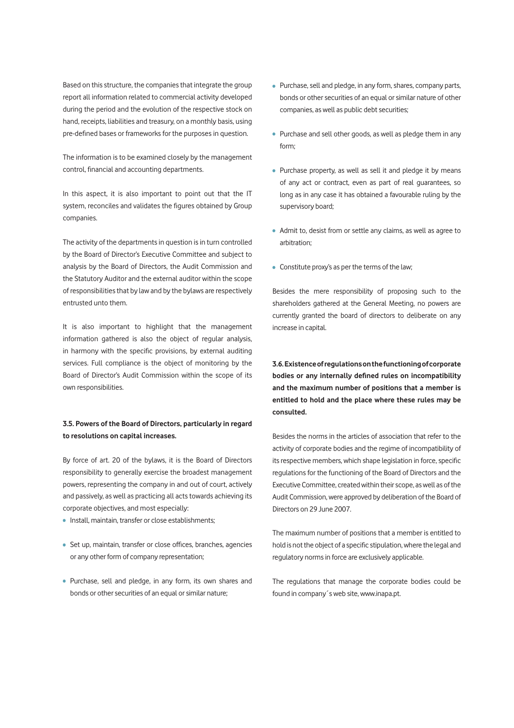Based on this structure, the companies that integrate the group report all information related to commercial activity developed during the period and the evolution of the respective stock on hand, receipts, liabilities and treasury, on a monthly basis, using pre-defined bases or frameworks for the purposes in question.

The information is to be examined closely by the management control, financial and accounting departments.

In this aspect, it is also important to point out that the IT system, reconciles and validates the figures obtained by Group companies.

The activity of the departments in question is in turn controlled by the Board of Director's Executive Committee and subject to analysis by the Board of Directors, the Audit Commission and the Statutory Auditor and the external auditor within the scope of responsibilities that by law and by the bylaws are respectively entrusted unto them.

It is also important to highlight that the management information gathered is also the object of regular analysis, in harmony with the specific provisions, by external auditing services. Full compliance is the object of monitoring by the Board of Director's Audit Commission within the scope of its own responsibilities.

**3.5. Powers of the Board of Directors, particularly in regard to resolutions on capital increases.**

By force of art. 20 of the bylaws, it is the Board of Directors responsibility to generally exercise the broadest management powers, representing the company in and out of court, actively and passively, as well as practicing all acts towards achieving its corporate objectives, and most especially:

- Install, maintain, transfer or close establishments;
- Set up, maintain, transfer or close offices, branches, agencies or any other form of company representation;
- Purchase, sell and pledge, in any form, its own shares and bonds or other securities of an equal or similar nature;
- Purchase, sell and pledge, in any form, shares, company parts, bonds or other securities of an equal or similar nature of other companies, as well as public debt securities;
- Purchase and sell other goods, as well as pledge them in any form;
- Purchase property, as well as sell it and pledge it by means of any act or contract, even as part of real guarantees, so long as in any case it has obtained a favourable ruling by the supervisory board;
- Admit to, desist from or settle any claims, as well as agree to arbitration;
- Constitute proxy's as per the terms of the law;

Besides the mere responsibility of proposing such to the shareholders gathered at the General Meeting, no powers are currently granted the board of directors to deliberate on any increase in capital.

**3.6. Existence of regulations on the functioning of corporate bodies or any internally defined rules on incompatibility and the maximum number of positions that a member is entitled to hold and the place where these rules may be consulted.**

Besides the norms in the articles of association that refer to the activity of corporate bodies and the regime of incompatibility of its respective members, which shape legislation in force, specific regulations for the functioning of the Board of Directors and the Executive Committee, created within their scope, as well as of the Audit Commission, were approved by deliberation of the Board of Directors on 29 June 2007.

The maximum number of positions that a member is entitled to hold is not the object of a specific stipulation, where the legal and regulatory norms in force are exclusively applicable.

The regulations that manage the corporate bodies could be found in company´s web site, www.inapa.pt.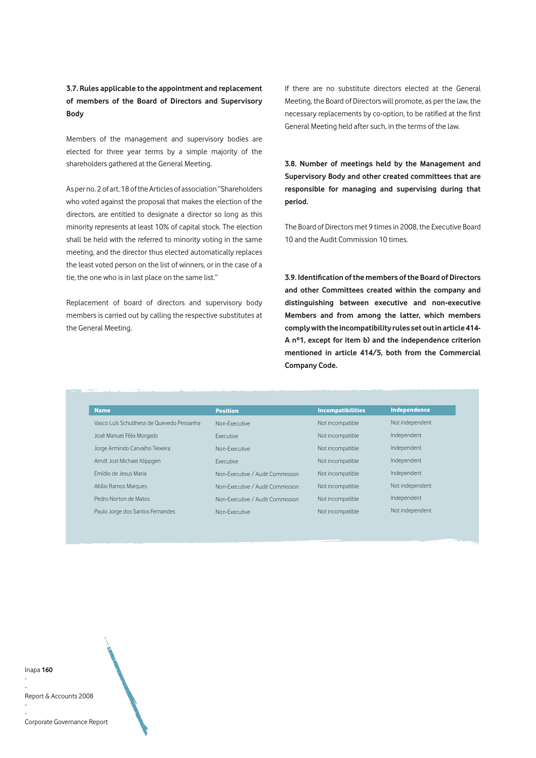### 3.7. Rules applicable to the appointment and replacement of members of the Board of Directors and Supervisory Body

Members of the management and supervisory bodies are elected for three year terms by a simple majority of the shareholders gathered at the General Meeting.

As per no. 2 of art. 18 of the Articles of association "Shareholders who voted against the proposal that makes the election of the directors, are entitled to designate a director so long as this minority represents at least 10% of capital stock. The election shall be held with the referred to minority voting in the same meeting, and the director thus elected automatically replaces the least voted person on the list of winners, or in the case of a tie, the one who is in last place on the same list."

Replacement of board of directors and supervisory body members is carried out by calling the respective substitutes at the General Meeting.

If there are no substitute directors elected at the General Meeting, the Board of Directors will promote, as per the law, the necessary replacements by co-option, to be ratified at the first General Meeting held after such, in the terms of the law.

### 3.8. Number of meetings held by the Management and Supervisory Body and other created committees that are responsible for managing and supervising during that period.

The Board of Directors met 9 times in 2008, the Executive Board 10 and the Audit Commission 10 times.

### 3.9. Identification of the members of the Board of Directors and other Committees created within the company and distinguishing between executive and non-executive Members and from among the latter, which members comply with the incompatibility rules set out in article 414-A nº1, except for item b) and the independence criterion mentioned in article 414/5, both from the Commercial Company Code.

| Name | Position | Incompatibilities | Independence |
|---|---|---|---|
| Vasco Luís Schulthess de Quevedo Pessanha | Non-Executive | Not incompatible | Not independent |
| José Manuel Félix Morgado | Executive | Not incompatible | Independent |
| Jorge Armindo Carvalho Teixeira | Non-Executive | Not incompatible | Independent |
| Arndt Jost Michael Klippgen | Executive | Not incompatible | Independent |
| Emídio de Jesus Maria | Non-Executive / Audit Commission | Not incompatible | Independent |
| Abílio Ramos Marques | Non-Executive / Audit Commission | Not incompatible | Not independent |
| Pedro Norton de Matos | Non-Executive / Audit Commission | Not incompatible | Independent |
| Paulo Jorge dos Santos Fernandes | Non-Executive | Not incompatible | Not independent |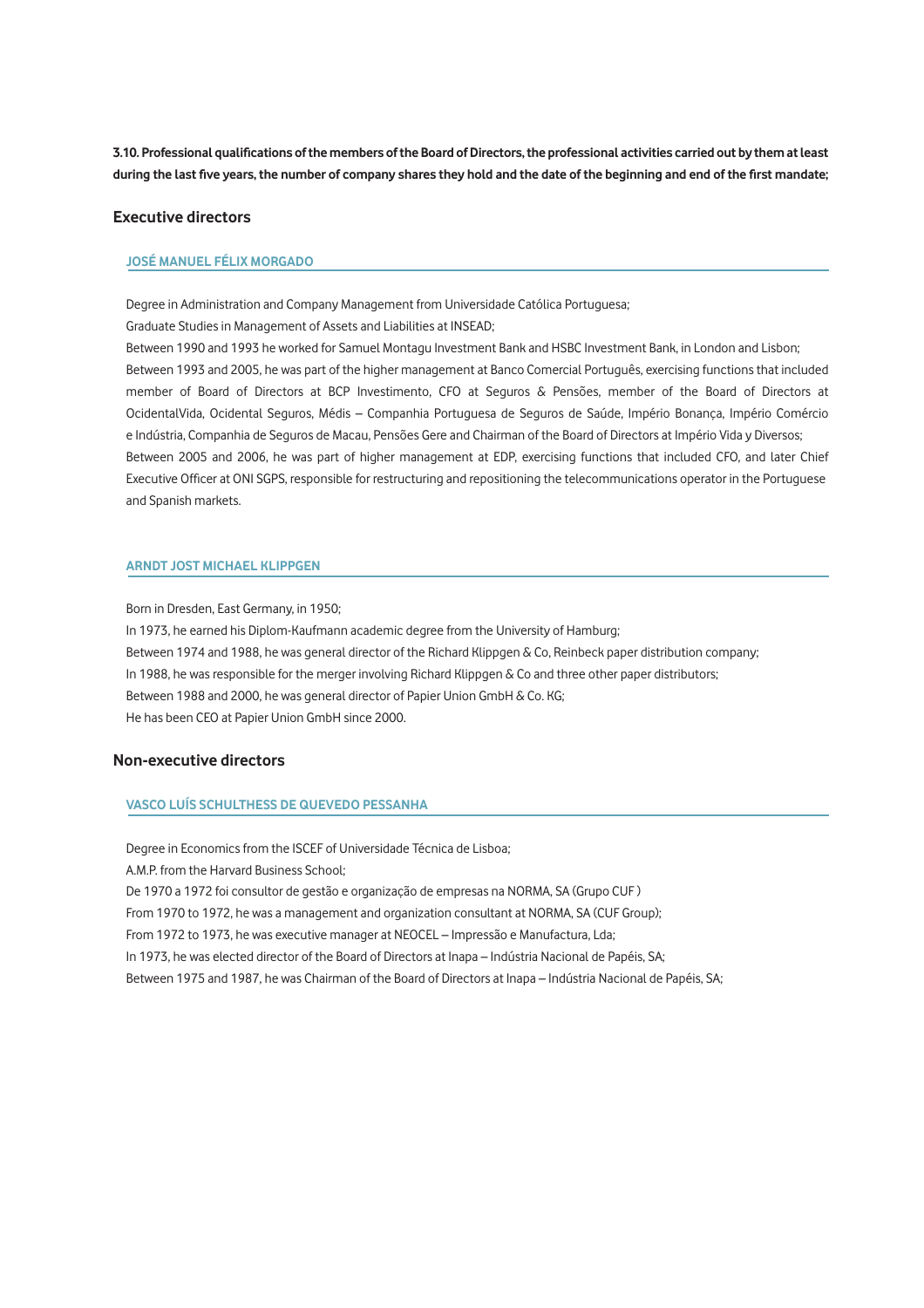**3.10. Professional qualifications of the members of the Board of Directors, the professional activities carried out by them at least during the last five years, the number of company shares they hold and the date of the beginning and end of the first mandate;**

## Executive directors

### JOSÉ MANUEL FÉLIX MORGADO

Degree in Administration and Company Management from Universidade Católica Portuguesa;

Graduate Studies in Management of Assets and Liabilities at INSEAD;

Between 1990 and 1993 he worked for Samuel Montagu Investment Bank and HSBC Investment Bank, in London and Lisbon;

Between 1993 and 2005, he was part of the higher management at Banco Comercial Português, exercising functions that included member of Board of Directors at BCP Investimento, CFO at Seguros & Pensões, member of the Board of Directors at OcidentalVida, Ocidental Seguros, Médis – Companhia Portuguesa de Seguros de Saúde, Império Bonança, Império Comércio e Indústria, Companhia de Seguros de Macau, Pensões Gere and Chairman of the Board of Directors at Império Vida y Diversos;

Between 2005 and 2006, he was part of higher management at EDP, exercising functions that included CFO, and later Chief Executive Officer at ONI SGPS, responsible for restructuring and repositioning the telecommunications operator in the Portuguese and Spanish markets.

### ARNDT JOST MICHAEL KLIPPGEN

Born in Dresden, East Germany, in 1950;

In 1973, he earned his Diplom-Kaufmann academic degree from the University of Hamburg;

Between 1974 and 1988, he was general director of the Richard Klippgen & Co, Reinbeck paper distribution company;

In 1988, he was responsible for the merger involving Richard Klippgen & Co and three other paper distributors;

Between 1988 and 2000, he was general director of Papier Union GmbH & Co. KG;

He has been CEO at Papier Union GmbH since 2000.

## Non-executive directors

### VASCO LUÍS SCHULTHESS DE QUEVEDO PESSANHA

Degree in Economics from the ISCEF of Universidade Técnica de Lisboa;

A.M.P. from the Harvard Business School;

De 1970 a 1972 foi consultor de gestão e organização de empresas na NORMA, SA (Grupo CUF )

From 1970 to 1972, he was a management and organization consultant at NORMA, SA (CUF Group);

From 1972 to 1973, he was executive manager at NEOCEL – Impressão e Manufactura, Lda;

In 1973, he was elected director of the Board of Directors at Inapa – Indústria Nacional de Papéis, SA;

Between 1975 and 1987, he was Chairman of the Board of Directors at Inapa – Indústria Nacional de Papéis, SA;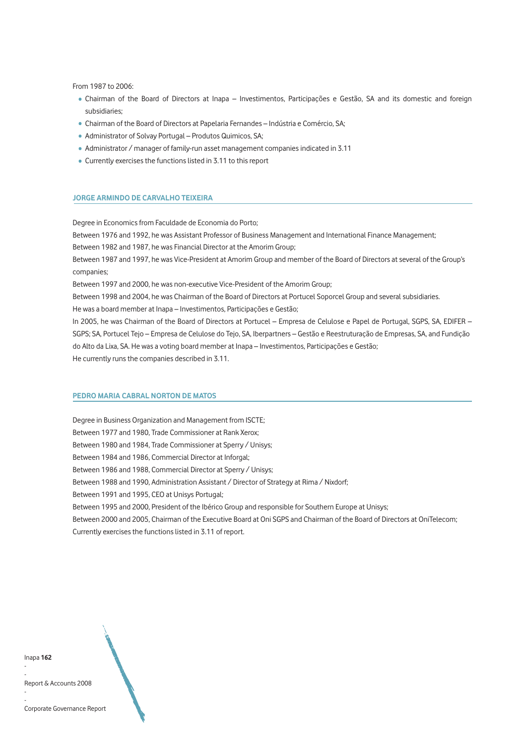From 1987 to 2006:

- Chairman of the Board of Directors at Inapa – Investimentos, Participações e Gestão, SA and its domestic and foreign subsidiaries;
- Chairman of the Board of Directors at Papelaria Fernandes – Indústria e Comércio, SA;
- Administrator of Solvay Portugal – Produtos Quimicos, SA;
- Administrator / manager of family-run asset management companies indicated in 3.11
- Currently exercises the functions listed in 3.11 to this report

### JORGE ARMINDO DE CARVALHO TEIXEIRA

Degree in Economics from Faculdade de Economia do Porto;

Between 1976 and 1992, he was Assistant Professor of Business Management and International Finance Management;

Between 1982 and 1987, he was Financial Director at the Amorim Group;

Between 1987 and 1997, he was Vice-President at Amorim Group and member of the Board of Directors at several of the Group's companies;

Between 1997 and 2000, he was non-executive Vice-President of the Amorim Group;

Between 1998 and 2004, he was Chairman of the Board of Directors at Portucel Soporcel Group and several subsidiaries.

He was a board member at Inapa – Investimentos, Participações e Gestão;

In 2005, he was Chairman of the Board of Directors at Portucel – Empresa de Celulose e Papel de Portugal, SGPS, SA, EDIFER – SGPS; SA, Portucel Tejo – Empresa de Celulose do Tejo, SA, Iberpartners – Gestão e Reestruturação de Empresas, SA, and Fundição do Alto da Lixa, SA. He was a voting board member at Inapa – Investimentos, Participações e Gestão;

He currently runs the companies described in 3.11.

### PEDRO MARIA CABRAL NORTON DE MATOS

Degree in Business Organization and Management from ISCTE;

Between 1977 and 1980, Trade Commissioner at Rank Xerox;

Between 1980 and 1984, Trade Commissioner at Sperry / Unisys;

Between 1984 and 1986, Commercial Director at Inforgal;

Between 1986 and 1988, Commercial Director at Sperry / Unisys;

Between 1988 and 1990, Administration Assistant / Director of Strategy at Rima / Nixdorf;

Between 1991 and 1995, CEO at Unisys Portugal;

Between 1995 and 2000, President of the Ibérico Group and responsible for Southern Europe at Unisys;

Between 2000 and 2005, Chairman of the Executive Board at Oni SGPS and Chairman of the Board of Directors at OniTelecom;

Currently exercises the functions listed in 3.11 of report.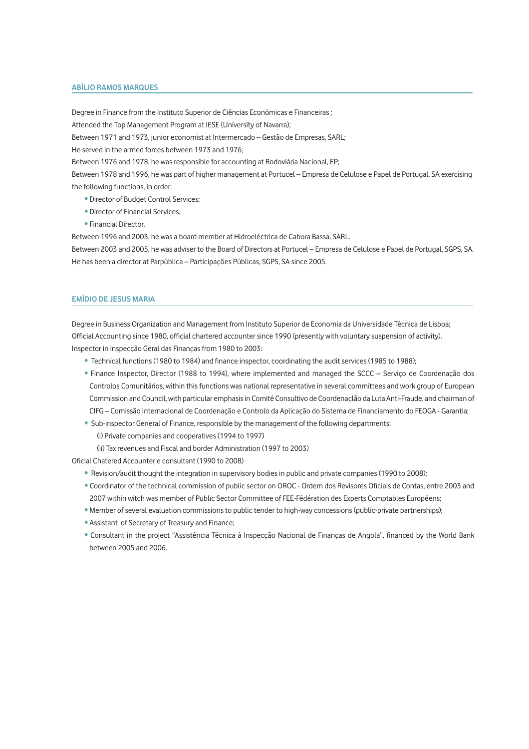## ABÍLIO RAMOS MARQUES

Degree in Finance from the Instituto Superior de Ciências Económicas e Financeiras ;

Attended the Top Management Program at IESE (University of Navarra);

Between 1971 and 1973, junior economist at Intermercado – Gestão de Empresas, SARL;

He served in the armed forces between 1973 and 1976;

Between 1976 and 1978, he was responsible for accounting at Rodoviária Nacional, EP;

Between 1978 and 1996, he was part of higher management at Portucel – Empresa de Celulose e Papel de Portugal, SA exercising the following functions, in order:

- Director of Budget Control Services;
- Director of Financial Services;
- Financial Director.

Between 1996 and 2003, he was a board member at Hidroeléctrica de Cabora Bassa, SARL.

Between 2003 and 2005, he was adviser to the Board of Directors at Portucel – Empresa de Celulose e Papel de Portugal, SGPS, SA.

He has been a director at Parpública – Participações Públicas, SGPS, SA since 2005.

## EMÍDIO DE JESUS MARIA

Degree in Business Organization and Management from Instituto Superior de Economia da Universidade Técnica de Lisboa;

Official Accounting since 1980, official chartered accounter since 1990 (presently with voluntary suspension of activity).

Inspector in Inspecção Geral das Finanças from 1980 to 2003:

- Technical functions (1980 to 1984) and finance inspector, coordinating the audit services (1985 to 1988);
- Finance Inspector, Director (1988 to 1994), where implemented and managed the SCCC – Serviço de Coordenação dos Controlos Comunitários, within this functions was national representative in several committees and work group of European Commission and Council, with particular emphasis in Comité Consultivo de Coordenaçlão da Luta Anti-Fraude, and chairman of CIFG – Comissão Internacional de Coordenação e Controlo da Aplicação do Sistema de Financiamento do FEOGA - Garantia;
- Sub-inspector General of Finance, responsible by the management of the following departments:
  - (i) Private companies and cooperatives (1994 to 1997)
  - (ii) Tax revenues and Fiscal and border Administration (1997 to 2003)

Oficial Chatered Accounter e consultant (1990 to 2008)

- Revision/audit thought the integration in supervisory bodies in public and private companies (1990 to 2008);
- Coordinator of the technical commission of public sector on OROC - Ordem dos Revisores Oficiais de Contas, entre 2003 and 2007 within witch was member of Public Sector Committee of FEE-Fédération des Experts Comptables Européens;
- Member of several evaluation commissions to public tender to high-way concessions (public-private partnerships);
- Assistant of Secretary of Treasury and Finance;
- Consultant in the project "Assistência Técnica à Inspecção Nacional de Finanças de Angola", financed by the World Bank between 2005 and 2006.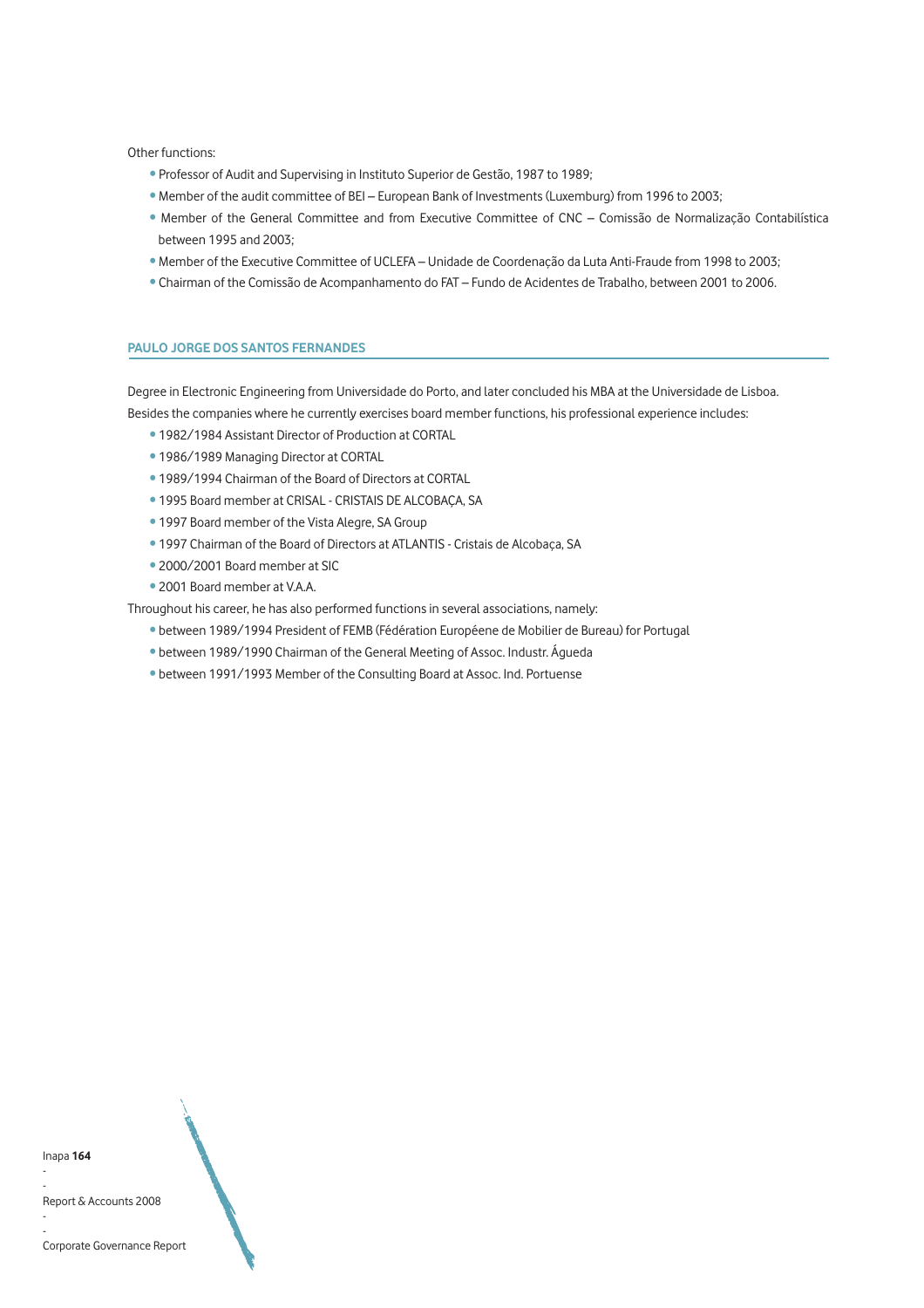Other functions:

- Professor of Audit and Supervising in Instituto Superior de Gestão, 1987 to 1989;
- Member of the audit committee of BEI – European Bank of Investments (Luxemburg) from 1996 to 2003;
- Member of the General Committee and from Executive Committee of CNC – Comissão de Normalização Contabilística between 1995 and 2003;
- Member of the Executive Committee of UCLEFA – Unidade de Coordenação da Luta Anti-Fraude from 1998 to 2003;
- Chairman of the Comissão de Acompanhamento do FAT – Fundo de Acidentes de Trabalho, between 2001 to 2006.

## PAULO JORGE DOS SANTOS FERNANDES

Degree in Electronic Engineering from Universidade do Porto, and later concluded his MBA at the Universidade de Lisboa.
Besides the companies where he currently exercises board member functions, his professional experience includes:

- 1982/1984 Assistant Director of Production at CORTAL
- 1986/1989 Managing Director at CORTAL
- 1989/1994 Chairman of the Board of Directors at CORTAL
- 1995 Board member at CRISAL - CRISTAIS DE ALCOBAÇA, SA
- 1997 Board member of the Vista Alegre, SA Group
- 1997 Chairman of the Board of Directors at ATLANTIS - Cristais de Alcobaça, SA
- 2000/2001 Board member at SIC
- 2001 Board member at V.A.A.

Throughout his career, he has also performed functions in several associations, namely:

- between 1989/1994 President of FEMB (Fédération Européene de Mobilier de Bureau) for Portugal
- between 1989/1990 Chairman of the General Meeting of Assoc. Industr. Águeda
- between 1991/1993 Member of the Consulting Board at Assoc. Ind. Portuense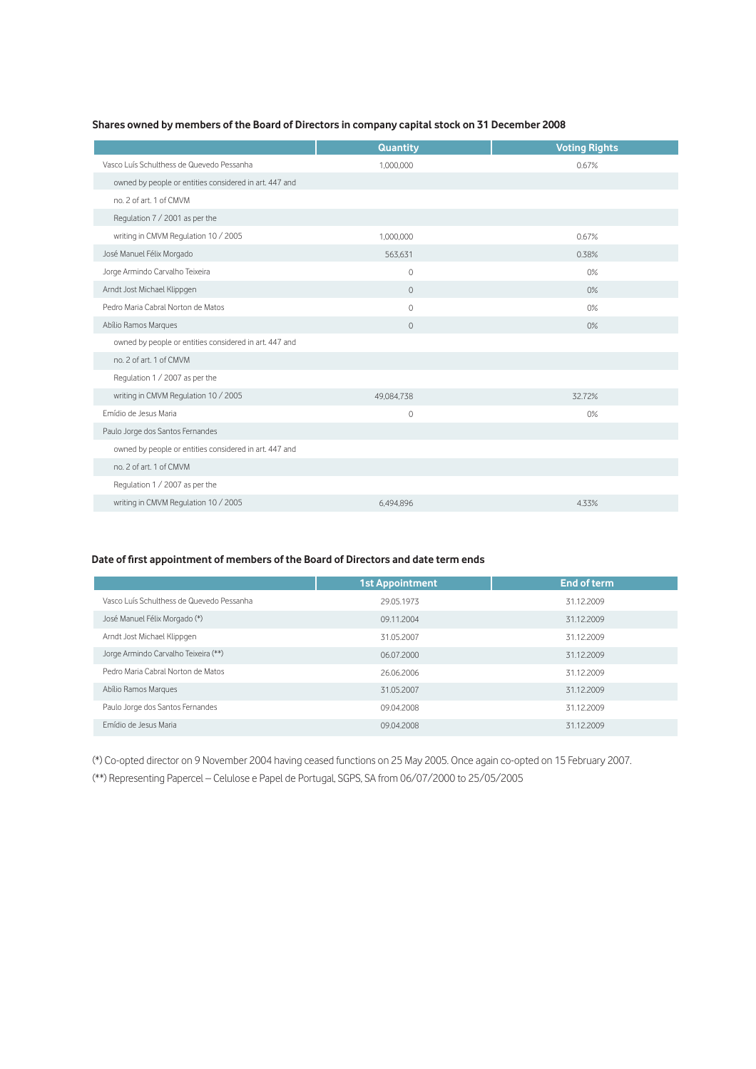**Shares owned by members of the Board of Directors in company capital stock on 31 December 2008**

| | Quantity | Voting Rights |
|---|---|---|
| Vasco Luís Schulthess de Quevedo Pessanha | 1,000,000 | 0.67% |
| owned by people or entities considered in art. 447 and | | |
| no. 2 of art. 1 of CMVM | | |
| Regulation 7 / 2001 as per the | | |
| writing in CMVM Regulation 10 / 2005 | 1,000,000 | 0.67% |
| José Manuel Félix Morgado | 563,631 | 0.38% |
| Jorge Armindo Carvalho Teixeira | 0 | 0% |
| Arndt Jost Michael Klippgen | 0 | 0% |
| Pedro Maria Cabral Norton de Matos | 0 | 0% |
| Abílio Ramos Marques | 0 | 0% |
| owned by people or entities considered in art. 447 and | | |
| no. 2 of art. 1 of CMVM | | |
| Regulation 1 / 2007 as per the | | |
| writing in CMVM Regulation 10 / 2005 | 49,084,738 | 32.72% |
| Emídio de Jesus Maria | 0 | 0% |
| Paulo Jorge dos Santos Fernandes | | |
| owned by people or entities considered in art. 447 and | | |
| no. 2 of art. 1 of CMVM | | |
| Regulation 1 / 2007 as per the | | |
| writing in CMVM Regulation 10 / 2005 | 6,494,896 | 4.33% |

**Date of first appointment of members of the Board of Directors and date term ends**

| | 1st Appointment | End of term |
|---|---|---|
| Vasco Luís Schulthess de Quevedo Pessanha | 29.05.1973 | 31.12.2009 |
| José Manuel Félix Morgado (*) | 09.11.2004 | 31.12.2009 |
| Arndt Jost Michael Klippgen | 31.05.2007 | 31.12.2009 |
| Jorge Armindo Carvalho Teixeira (**) | 06.07.2000 | 31.12.2009 |
| Pedro Maria Cabral Norton de Matos | 26.06.2006 | 31.12.2009 |
| Abílio Ramos Marques | 31.05.2007 | 31.12.2009 |
| Paulo Jorge dos Santos Fernandes | 09.04.2008 | 31.12.2009 |
| Emídio de Jesus Maria | 09.04.2008 | 31.12.2009 |

(*) Co-opted director on 9 November 2004 having ceased functions on 25 May 2005. Once again co-opted on 15 February 2007.

(**) Representing Papercel – Celulose e Papel de Portugal, SGPS, SA from 06/07/2000 to 25/05/2005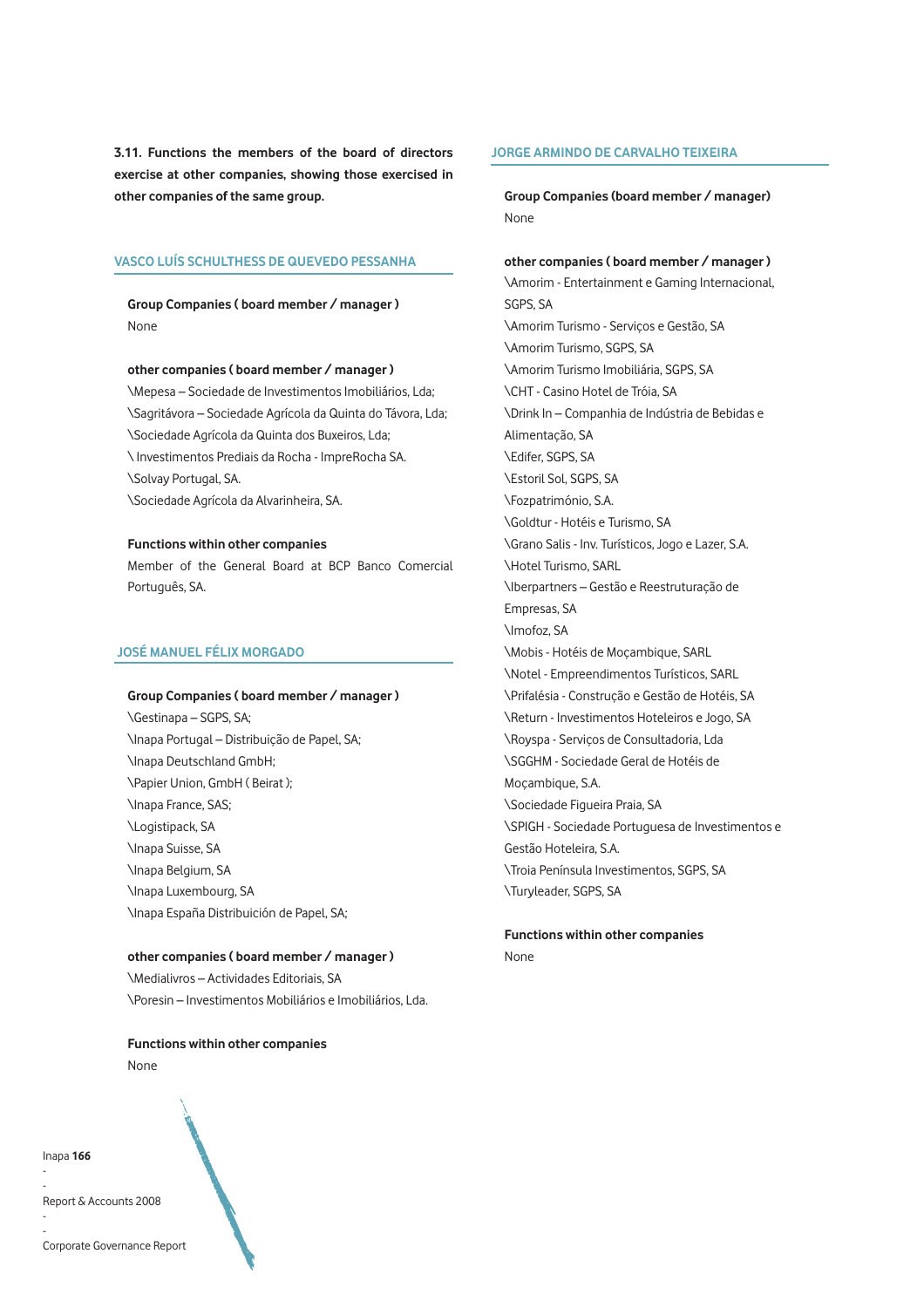**3.11. Functions the members of the board of directors exercise at other companies, showing those exercised in other companies of the same group.**

## VASCO LUÍS SCHULTHESS DE QUEVEDO PESSANHA

**Group Companies ( board member / manager )**

None

**other companies ( board member / manager )**

\Mepesa – Sociedade de Investimentos Imobiliários, Lda;
\Sagritávora – Sociedade Agrícola da Quinta do Távora, Lda;
\Sociedade Agrícola da Quinta dos Buxeiros, Lda;
\ Investimentos Prediais da Rocha - ImpreRocha SA.
\Solvay Portugal, SA.
\Sociedade Agrícola da Alvarinheira, SA.

**Functions within other companies**

Member of the General Board at BCP Banco Comercial Português, SA.

## JOSÉ MANUEL FÉLIX MORGADO

**Group Companies ( board member / manager )**

\Gestinapa – SGPS, SA;
\Inapa Portugal – Distribuição de Papel, SA;
\Inapa Deutschland GmbH;
\Papier Union, GmbH ( Beirat );
\Inapa France, SAS;
\Logistipack, SA
\Inapa Suisse, SA
\Inapa Belgium, SA
\Inapa Luxembourg, SA
\Inapa España Distribuición de Papel, SA;

**other companies ( board member / manager )**

\Medialivros – Actividades Editoriais, SA
\Poresin – Investimentos Mobiliários e Imobiliários, Lda.

**Functions within other companies**

None

## JORGE ARMINDO DE CARVALHO TEIXEIRA

**Group Companies (board member / manager)**

None

**other companies ( board member / manager )**

\Amorim - Entertainment e Gaming Internacional, SGPS, SA
\Amorim Turismo - Serviços e Gestão, SA
\Amorim Turismo, SGPS, SA
\Amorim Turismo Imobiliária, SGPS, SA
\CHT - Casino Hotel de Tróia, SA
\Drink In – Companhia de Indústria de Bebidas e Alimentação, SA
\Edifer, SGPS, SA
\Estoril Sol, SGPS, SA
\Fozpatrimónio, S.A.
\Goldtur - Hotéis e Turismo, SA
\Grano Salis - Inv. Turísticos, Jogo e Lazer, S.A.
\Hotel Turismo, SARL
\Iberpartners – Gestão e Reestruturação de Empresas, SA
\Imofoz, SA
\Mobis - Hotéis de Moçambique, SARL
\Notel - Empreendimentos Turísticos, SARL
\Prifalésia - Construção e Gestão de Hotéis, SA
\Return - Investimentos Hoteleiros e Jogo, SA
\Royspa - Serviços de Consultadoria, Lda
\SGGHM - Sociedade Geral de Hotéis de Moçambique, S.A.
\Sociedade Figueira Praia, SA
\SPIGH - Sociedade Portuguesa de Investimentos e Gestão Hoteleira, S.A.
\Troia Península Investimentos, SGPS, SA
\Turyleader, SGPS, SA

**Functions within other companies**

None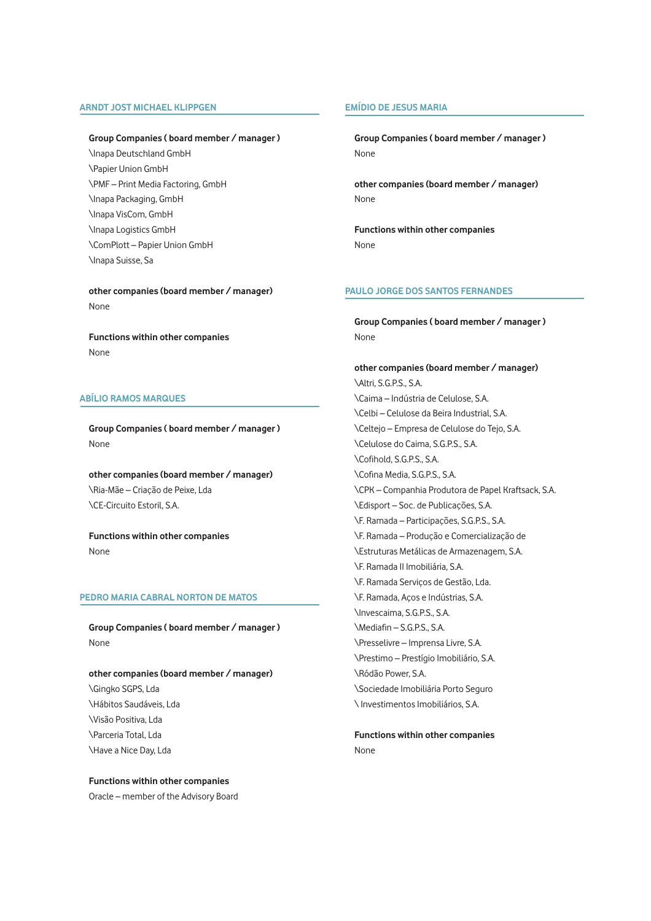## ARNDT JOST MICHAEL KLIPPGEN

**Group Companies ( board member / manager )**

\Inapa Deutschland GmbH
\Papier Union GmbH
\PMF – Print Media Factoring, GmbH
\Inapa Packaging, GmbH
\Inapa VisCom, GmbH
\Inapa Logistics GmbH
\ComPlott – Papier Union GmbH
\Inapa Suisse, Sa

**other companies (board member / manager)**

None

**Functions within other companies**

None

## ABÍLIO RAMOS MARQUES

**Group Companies ( board member / manager )**

None

**other companies (board member / manager)**

\Ria-Mãe – Criação de Peixe, Lda
\CE-Circuito Estoril, S.A.

**Functions within other companies**

None

## PEDRO MARIA CABRAL NORTON DE MATOS

**Group Companies ( board member / manager )**

None

**other companies (board member / manager)**

\Gingko SGPS, Lda
\Hábitos Saudáveis, Lda
\Visão Positiva, Lda
\Parceria Total, Lda
\Have a Nice Day, Lda

**Functions within other companies**

Oracle – member of the Advisory Board

## EMÍDIO DE JESUS MARIA

**Group Companies ( board member / manager )**

None

**other companies (board member / manager)**

None

**Functions within other companies**

None

## PAULO JORGE DOS SANTOS FERNANDES

**Group Companies ( board member / manager )**

None

**other companies (board member / manager)**

\Altri, S.G.P.S., S.A.
\Caima – Indústria de Celulose, S.A.
\Celbi – Celulose da Beira Industrial, S.A.
\Celtejo – Empresa de Celulose do Tejo, S.A.
\Celulose do Caima, S.G.P.S., S.A.
\Cofihold, S.G.P.S., S.A.
\Cofina Media, S.G.P.S., S.A.
\CPK – Companhia Produtora de Papel Kraftsack, S.A.
\Edisport – Soc. de Publicações, S.A.
\F. Ramada – Participações, S.G.P.S., S.A.
\F. Ramada – Produção e Comercialização de
\Estruturas Metálicas de Armazenagem, S.A.
\F. Ramada II Imobiliária, S.A.
\F. Ramada Serviços de Gestão, Lda.
\F. Ramada, Aços e Indústrias, S.A.
\Invescaima, S.G.P.S., S.A.
\Mediafin – S.G.P.S., S.A.
\Presselivre – Imprensa Livre, S.A.
\Prestimo – Prestígio Imobiliário, S.A.
\Ródão Power, S.A.
\Sociedade Imobiliária Porto Seguro
\ Investimentos Imobiliários, S.A.

**Functions within other companies**

None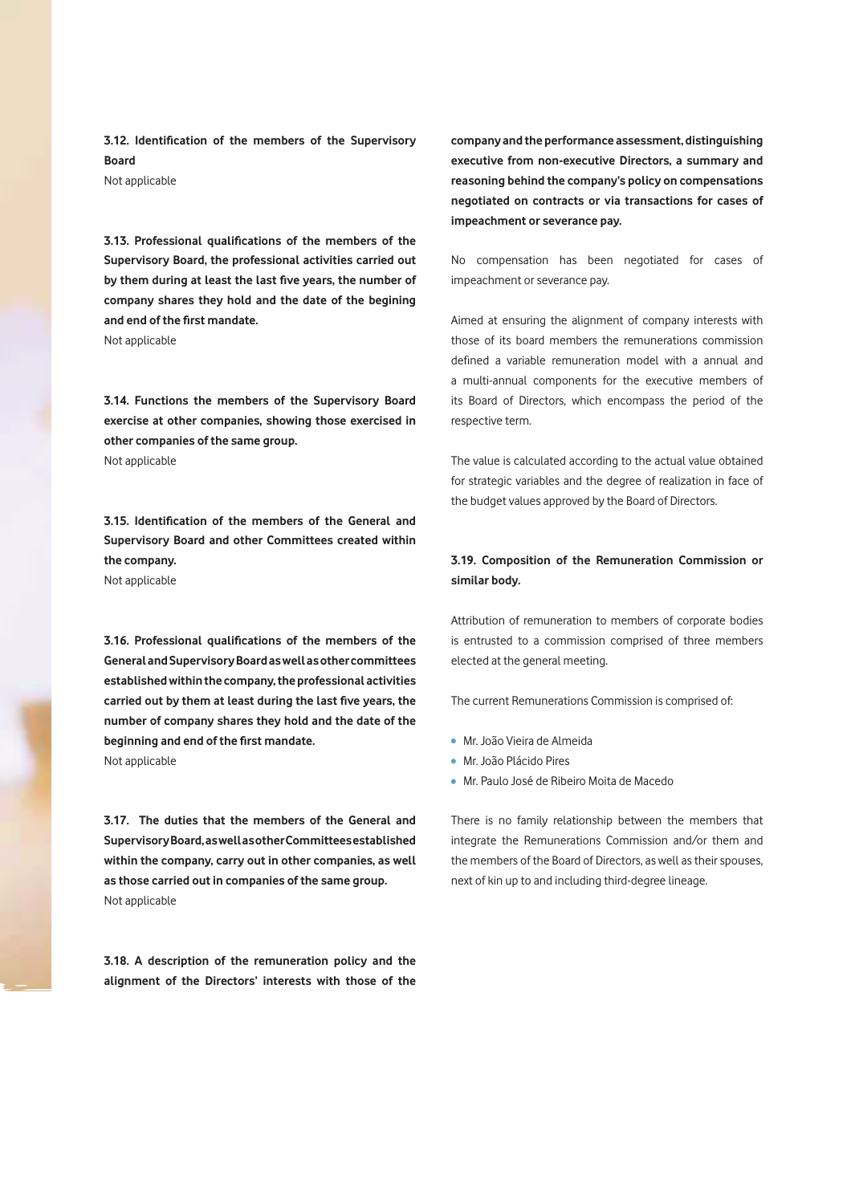**3.12. Identification of the members of the Supervisory Board**

Not applicable

**3.13. Professional qualifications of the members of the Supervisory Board, the professional activities carried out by them during at least the last five years, the number of company shares they hold and the date of the begining and end of the first mandate.**

Not applicable

**3.14. Functions the members of the Supervisory Board exercise at other companies, showing those exercised in other companies of the same group.**

Not applicable

**3.15. Identification of the members of the General and Supervisory Board and other Committees created within the company.**

Not applicable

**3.16. Professional qualifications of the members of the General and Supervisory Board as well as other committees established within the company, the professional activities carried out by them at least during the last five years, the number of company shares they hold and the date of the beginning and end of the first mandate.**

Not applicable

**3.17. The duties that the members of the General and Supervisory Board, as well as other Committees established within the company, carry out in other companies, as well as those carried out in companies of the same group.**

Not applicable

**3.18. A description of the remuneration policy and the alignment of the Directors' interests with those of the company and the performance assessment, distinguishing executive from non-executive Directors, a summary and reasoning behind the company's policy on compensations negotiated on contracts or via transactions for cases of impeachment or severance pay.**

No compensation has been negotiated for cases of impeachment or severance pay.

Aimed at ensuring the alignment of company interests with those of its board members the remunerations commission defined a variable remuneration model with a annual and a multi-annual components for the executive members of its Board of Directors, which encompass the period of the respective term.

The value is calculated according to the actual value obtained for strategic variables and the degree of realization in face of the budget values approved by the Board of Directors.

**3.19. Composition of the Remuneration Commission or similar body.**

Attribution of remuneration to members of corporate bodies is entrusted to a commission comprised of three members elected at the general meeting.

The current Remunerations Commission is comprised of:

- Mr. João Vieira de Almeida
- Mr. João Plácido Pires
- Mr. Paulo José de Ribeiro Moita de Macedo

There is no family relationship between the members that integrate the Remunerations Commission and/or them and the members of the Board of Directors, as well as their spouses, next of kin up to and including third-degree lineage.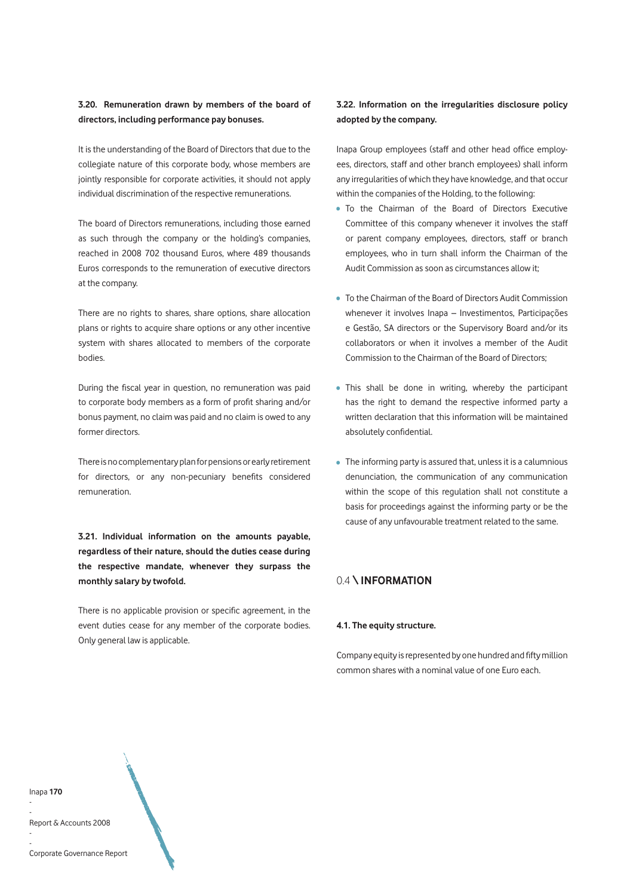**3.20. Remuneration drawn by members of the board of directors, including performance pay bonuses.**

It is the understanding of the Board of Directors that due to the collegiate nature of this corporate body, whose members are jointly responsible for corporate activities, it should not apply individual discrimination of the respective remunerations.

The board of Directors remunerations, including those earned as such through the company or the holding's companies, reached in 2008 702 thousand Euros, where 489 thousands Euros corresponds to the remuneration of executive directors at the company.

There are no rights to shares, share options, share allocation plans or rights to acquire share options or any other incentive system with shares allocated to members of the corporate bodies.

During the fiscal year in question, no remuneration was paid to corporate body members as a form of profit sharing and/or bonus payment, no claim was paid and no claim is owed to any former directors.

There is no complementary plan for pensions or early retirement for directors, or any non-pecuniary benefits considered remuneration.

**3.21. Individual information on the amounts payable, regardless of their nature, should the duties cease during the respective mandate, whenever they surpass the monthly salary by twofold.**

There is no applicable provision or specific agreement, in the event duties cease for any member of the corporate bodies. Only general law is applicable.

**3.22. Information on the irregularities disclosure policy adopted by the company.**

Inapa Group employees (staff and other head office employees, directors, staff and other branch employees) shall inform any irregularities of which they have knowledge, and that occur within the companies of the Holding, to the following:

- To the Chairman of the Board of Directors Executive Committee of this company whenever it involves the staff or parent company employees, directors, staff or branch employees, who in turn shall inform the Chairman of the Audit Commission as soon as circumstances allow it;
- To the Chairman of the Board of Directors Audit Commission whenever it involves Inapa – Investimentos, Participações e Gestão, SA directors or the Supervisory Board and/or its collaborators or when it involves a member of the Audit Commission to the Chairman of the Board of Directors;
- This shall be done in writing, whereby the participant has the right to demand the respective informed party a written declaration that this information will be maintained absolutely confidential.
- The informing party is assured that, unless it is a calumnious denunciation, the communication of any communication within the scope of this regulation shall not constitute a basis for proceedings against the informing party or be the cause of any unfavourable treatment related to the same.

## 0.4 \ INFORMATION

**4.1. The equity structure.**

Company equity is represented by one hundred and fifty million common shares with a nominal value of one Euro each.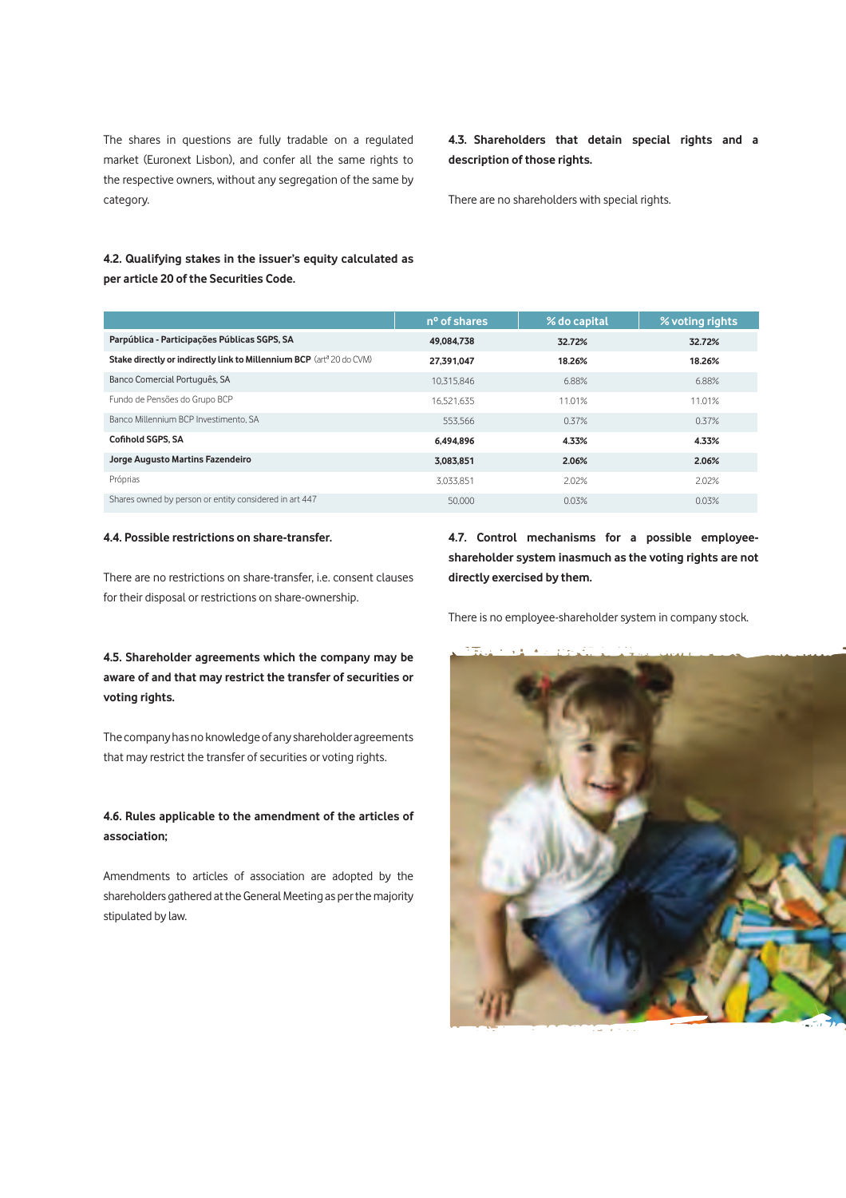The shares in questions are fully tradable on a regulated market (Euronext Lisbon), and confer all the same rights to the respective owners, without any segregation of the same by category.

**4.2. Qualifying stakes in the issuer's equity calculated as per article 20 of the Securities Code.**

| | nº of shares | % do capital | % voting rights |
|---|---|---|---|
| **Parpública - Participações Públicas SGPS, SA** | **49,084,738** | **32.72%** | **32.72%** |
| **Stake directly or indirectly link to Millennium BCP** (artº 20 do CVM) | **27,391,047** | **18.26%** | **18.26%** |
| Banco Comercial Português, SA | 10,315,846 | 6.88% | 6.88% |
| Fundo de Pensões do Grupo BCP | 16,521,635 | 11.01% | 11.01% |
| Banco Millennium BCP Investimento, SA | 553,566 | 0.37% | 0.37% |
| **Cofihold SGPS, SA** | **6,494,896** | **4.33%** | **4.33%** |
| **Jorge Augusto Martins Fazendeiro** | **3,083,851** | **2.06%** | **2.06%** |
| Próprias | 3,033,851 | 2.02% | 2.02% |
| Shares owned by person or entity considered in art 447 | 50,000 | 0.03% | 0.03% |

**4.3. Shareholders that detain special rights and a description of those rights.**

There are no shareholders with special rights.

**4.4. Possible restrictions on share-transfer.**

There are no restrictions on share-transfer, i.e. consent clauses for their disposal or restrictions on share-ownership.

**4.5. Shareholder agreements which the company may be aware of and that may restrict the transfer of securities or voting rights.**

The company has no knowledge of any shareholder agreements that may restrict the transfer of securities or voting rights.

**4.6. Rules applicable to the amendment of the articles of association;**

Amendments to articles of association are adopted by the shareholders gathered at the General Meeting as per the majority stipulated by law.

**4.7. Control mechanisms for a possible employee-shareholder system inasmuch as the voting rights are not directly exercised by them.**

There is no employee-shareholder system in company stock.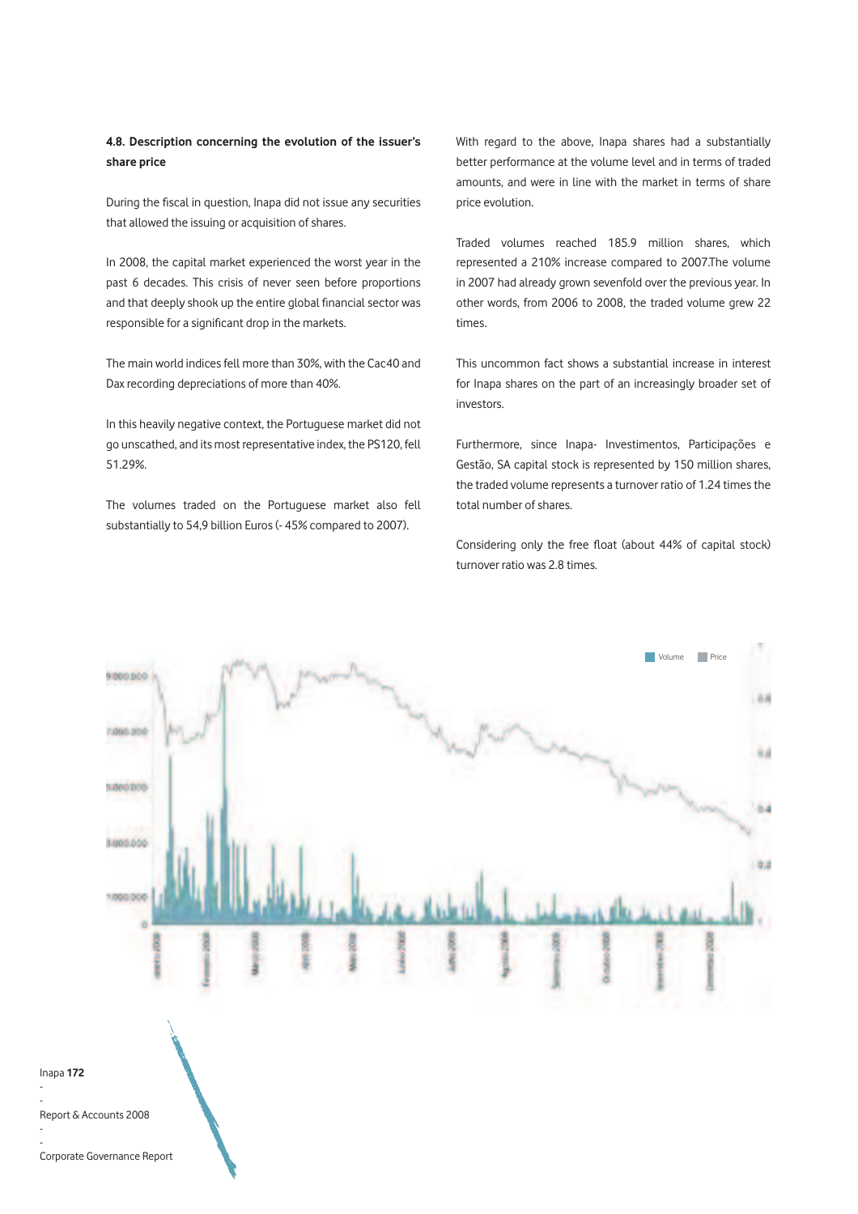### 4.8. Description concerning the evolution of the issuer's share price

During the fiscal in question, Inapa did not issue any securities that allowed the issuing or acquisition of shares.

In 2008, the capital market experienced the worst year in the past 6 decades. This crisis of never seen before proportions and that deeply shook up the entire global financial sector was responsible for a significant drop in the markets.

The main world indices fell more than 30%, with the Cac40 and Dax recording depreciations of more than 40%.

In this heavily negative context, the Portuguese market did not go unscathed, and its most representative index, the PS120, fell 51.29%.

The volumes traded on the Portuguese market also fell substantially to 54,9 billion Euros (- 45% compared to 2007).

With regard to the above, Inapa shares had a substantially better performance at the volume level and in terms of traded amounts, and were in line with the market in terms of share price evolution.

Traded volumes reached 185.9 million shares, which represented a 210% increase compared to 2007.The volume in 2007 had already grown sevenfold over the previous year. In other words, from 2006 to 2008, the traded volume grew 22 times.

This uncommon fact shows a substantial increase in interest for Inapa shares on the part of an increasingly broader set of investors.

Furthermore, since Inapa- Investimentos, Participações e Gestão, SA capital stock is represented by 150 million shares, the traded volume represents a turnover ratio of 1.24 times the total number of shares.

Considering only the free float (about 44% of capital stock) turnover ratio was 2.8 times.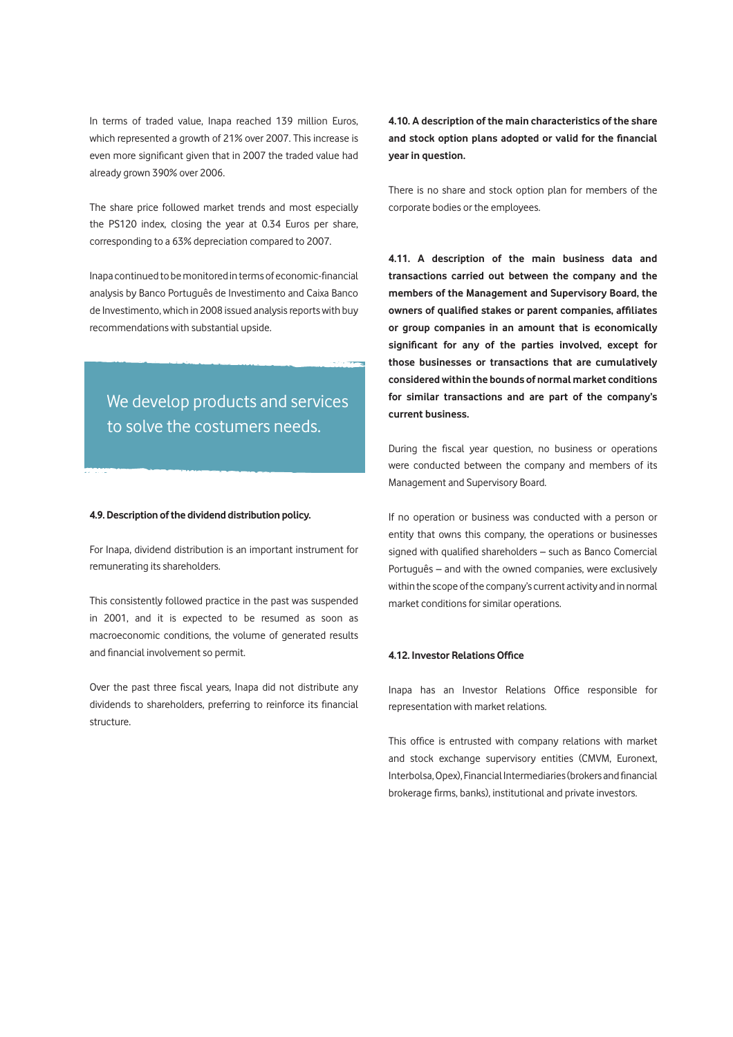In terms of traded value, Inapa reached 139 million Euros, which represented a growth of 21% over 2007. This increase is even more significant given that in 2007 the traded value had already grown 390% over 2006.

The share price followed market trends and most especially the PS120 index, closing the year at 0.34 Euros per share, corresponding to a 63% depreciation compared to 2007.

Inapa continued to be monitored in terms of economic-financial analysis by Banco Português de Investimento and Caixa Banco de Investimento, which in 2008 issued analysis reports with buy recommendations with substantial upside.

We develop products and services to solve the costumers needs.

#### 4.9. Description of the dividend distribution policy.

For Inapa, dividend distribution is an important instrument for remunerating its shareholders.

This consistently followed practice in the past was suspended in 2001, and it is expected to be resumed as soon as macroeconomic conditions, the volume of generated results and financial involvement so permit.

Over the past three fiscal years, Inapa did not distribute any dividends to shareholders, preferring to reinforce its financial structure.

#### 4.10. A description of the main characteristics of the share and stock option plans adopted or valid for the financial year in question.

There is no share and stock option plan for members of the corporate bodies or the employees.

#### 4.11. A description of the main business data and transactions carried out between the company and the members of the Management and Supervisory Board, the owners of qualified stakes or parent companies, affiliates or group companies in an amount that is economically significant for any of the parties involved, except for those businesses or transactions that are cumulatively considered within the bounds of normal market conditions for similar transactions and are part of the company's current business.

During the fiscal year question, no business or operations were conducted between the company and members of its Management and Supervisory Board.

If no operation or business was conducted with a person or entity that owns this company, the operations or businesses signed with qualified shareholders – such as Banco Comercial Português – and with the owned companies, were exclusively within the scope of the company's current activity and in normal market conditions for similar operations.

#### 4.12. Investor Relations Office

Inapa has an Investor Relations Office responsible for representation with market relations.

This office is entrusted with company relations with market and stock exchange supervisory entities (CMVM, Euronext, Interbolsa, Opex), Financial Intermediaries (brokers and financial brokerage firms, banks), institutional and private investors.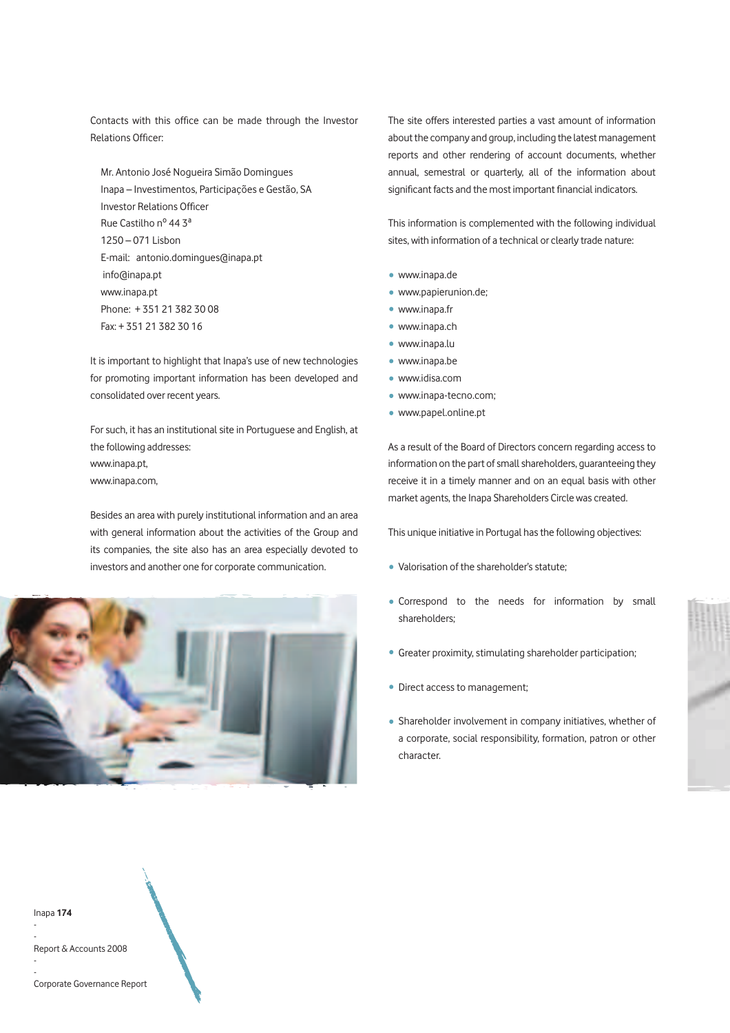Contacts with this office can be made through the Investor Relations Officer:

Mr. Antonio José Nogueira Simão Domingues
Inapa – Investimentos, Participações e Gestão, SA
Investor Relations Officer
Rue Castilho nº 44 3ª
1250 – 071 Lisbon
E-mail: antonio.domingues@inapa.pt
info@inapa.pt
www.inapa.pt
Phone: + 351 21 382 30 08
Fax: + 351 21 382 30 16

It is important to highlight that Inapa's use of new technologies for promoting important information has been developed and consolidated over recent years.

For such, it has an institutional site in Portuguese and English, at the following addresses:
www.inapa.pt,
www.inapa.com,

Besides an area with purely institutional information and an area with general information about the activities of the Group and its companies, the site also has an area especially devoted to investors and another one for corporate communication.

The site offers interested parties a vast amount of information about the company and group, including the latest management reports and other rendering of account documents, whether annual, semestral or quarterly, all of the information about significant facts and the most important financial indicators.

This information is complemented with the following individual sites, with information of a technical or clearly trade nature:

- www.inapa.de
- www.papierunion.de;
- www.inapa.fr
- www.inapa.ch
- www.inapa.lu
- www.inapa.be
- www.idisa.com
- www.inapa-tecno.com;
- www.papel.online.pt

As a result of the Board of Directors concern regarding access to information on the part of small shareholders, guaranteeing they receive it in a timely manner and on an equal basis with other market agents, the Inapa Shareholders Circle was created.

This unique initiative in Portugal has the following objectives:

- Valorisation of the shareholder's statute;
- Correspond to the needs for information by small shareholders;
- Greater proximity, stimulating shareholder participation;
- Direct access to management;
- Shareholder involvement in company initiatives, whether of a corporate, social responsibility, formation, patron or other character.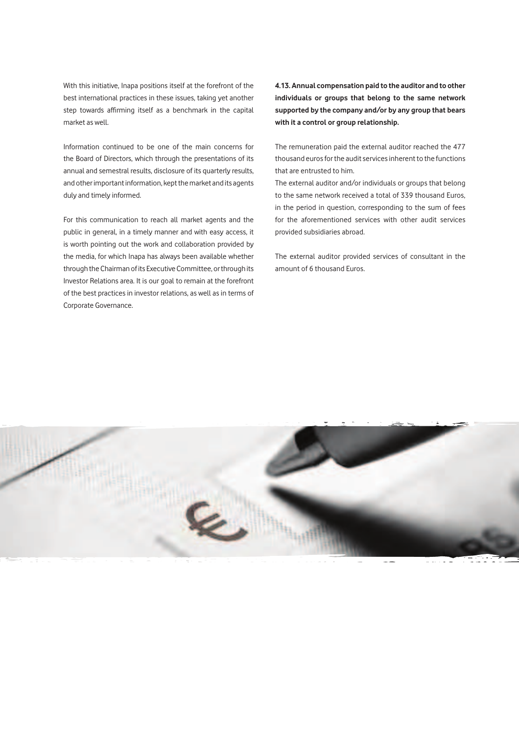With this initiative, Inapa positions itself at the forefront of the best international practices in these issues, taking yet another step towards affirming itself as a benchmark in the capital market as well.

Information continued to be one of the main concerns for the Board of Directors, which through the presentations of its annual and semestral results, disclosure of its quarterly results, and other important information, kept the market and its agents duly and timely informed.

For this communication to reach all market agents and the public in general, in a timely manner and with easy access, it is worth pointing out the work and collaboration provided by the media, for which Inapa has always been available whether through the Chairman of its Executive Committee, or through its Investor Relations area. It is our goal to remain at the forefront of the best practices in investor relations, as well as in terms of Corporate Governance.

**4.13. Annual compensation paid to the auditor and to other individuals or groups that belong to the same network supported by the company and/or by any group that bears with it a control or group relationship.**

The remuneration paid the external auditor reached the 477 thousand euros for the audit services inherent to the functions that are entrusted to him.

The external auditor and/or individuals or groups that belong to the same network received a total of 339 thousand Euros, in the period in question, corresponding to the sum of fees for the aforementioned services with other audit services provided subsidiaries abroad.

The external auditor provided services of consultant in the amount of 6 thousand Euros.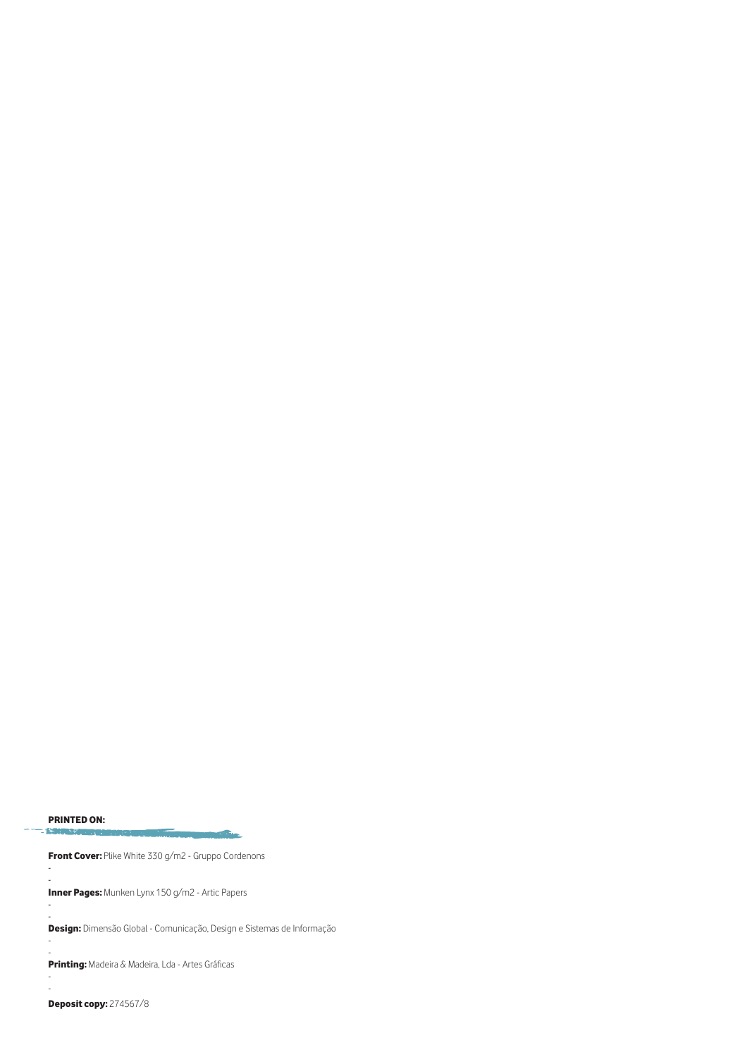**PRINTED ON:**

**Front Cover:** Plike White 330 g/m2 - Gruppo Cordenons

**Inner Pages:** Munken Lynx 150 g/m2 - Artic Papers

**Design:** Dimensão Global - Comunicação, Design e Sistemas de Informação

**Printing:** Madeira & Madeira, Lda - Artes Gráficas

**Deposit copy:** 274567/8